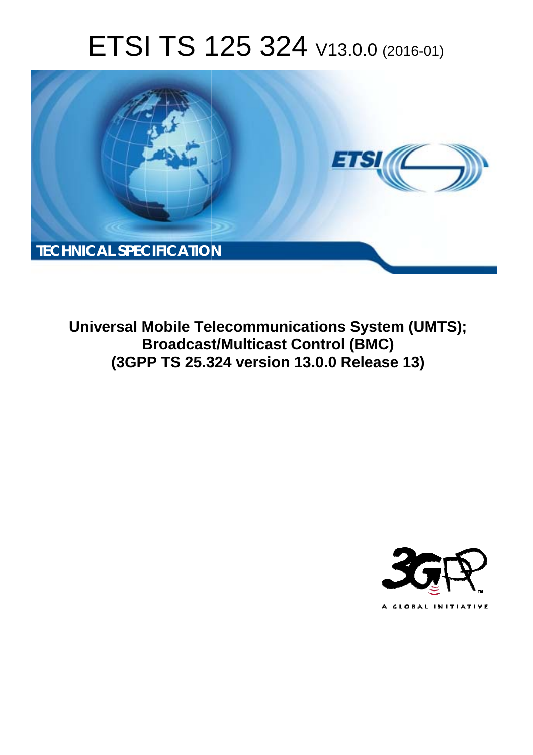# ETSI TS 125 324 V13.0.0 (2016-01)

**TECHNICAL SPECIFICATION**

**Universal Mobile Telecommunications System (UMTS); Broadcast/Multicast Control (BMC) (3GPP TS 25.324 version 13.0.0 Release 13)**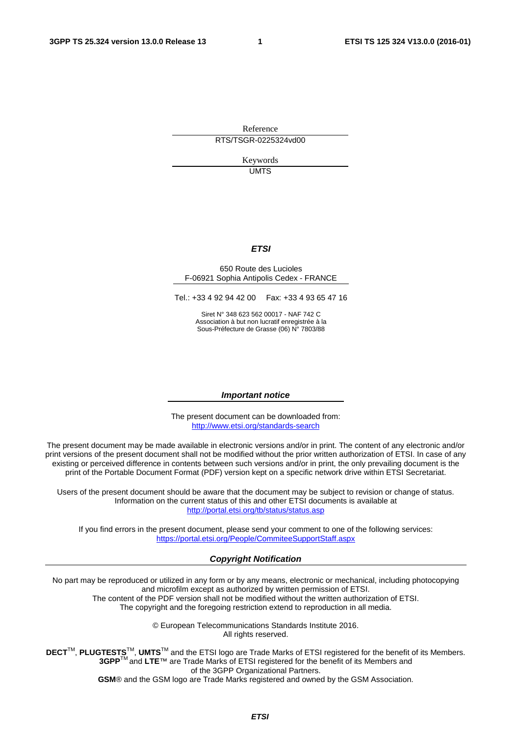Reference

RTS/TSGR-0225324vd00

Keywords

UMTS

***ETSI***

650 Route des Lucioles
F-06921 Sophia Antipolis Cedex - FRANCE

Tel.: +33 4 92 94 42 00 Fax: +33 4 93 65 47 16

Siret N° 348 623 562 00017 - NAF 742 C
Association à but non lucratif enregistrée à la
Sous-Préfecture de Grasse (06) N° 7803/88

***Important notice***

The present document can be downloaded from:
http://www.etsi.org/standards-search

The present document may be made available in electronic versions and/or in print. The content of any electronic and/or print versions of the present document shall not be modified without the prior written authorization of ETSI. In case of any existing or perceived difference in contents between such versions and/or in print, the only prevailing document is the print of the Portable Document Format (PDF) version kept on a specific network drive within ETSI Secretariat.

Users of the present document should be aware that the document may be subject to revision or change of status. Information on the current status of this and other ETSI documents is available at
http://portal.etsi.org/tb/status/status.asp

If you find errors in the present document, please send your comment to one of the following services:
https://portal.etsi.org/People/CommiteeSupportStaff.aspx

***Copyright Notification***

No part may be reproduced or utilized in any form or by any means, electronic or mechanical, including photocopying and microfilm except as authorized by written permission of ETSI.
The content of the PDF version shall not be modified without the written authorization of ETSI.
The copyright and the foregoing restriction extend to reproduction in all media.

© European Telecommunications Standards Institute 2016.
All rights reserved.

**DECT**™, **PLUGTESTS**™, **UMTS**™ and the ETSI logo are Trade Marks of ETSI registered for the benefit of its Members.
**3GPP**™ and **LTE**™ are Trade Marks of ETSI registered for the benefit of its Members and of the 3GPP Organizational Partners.
**GSM**® and the GSM logo are Trade Marks registered and owned by the GSM Association.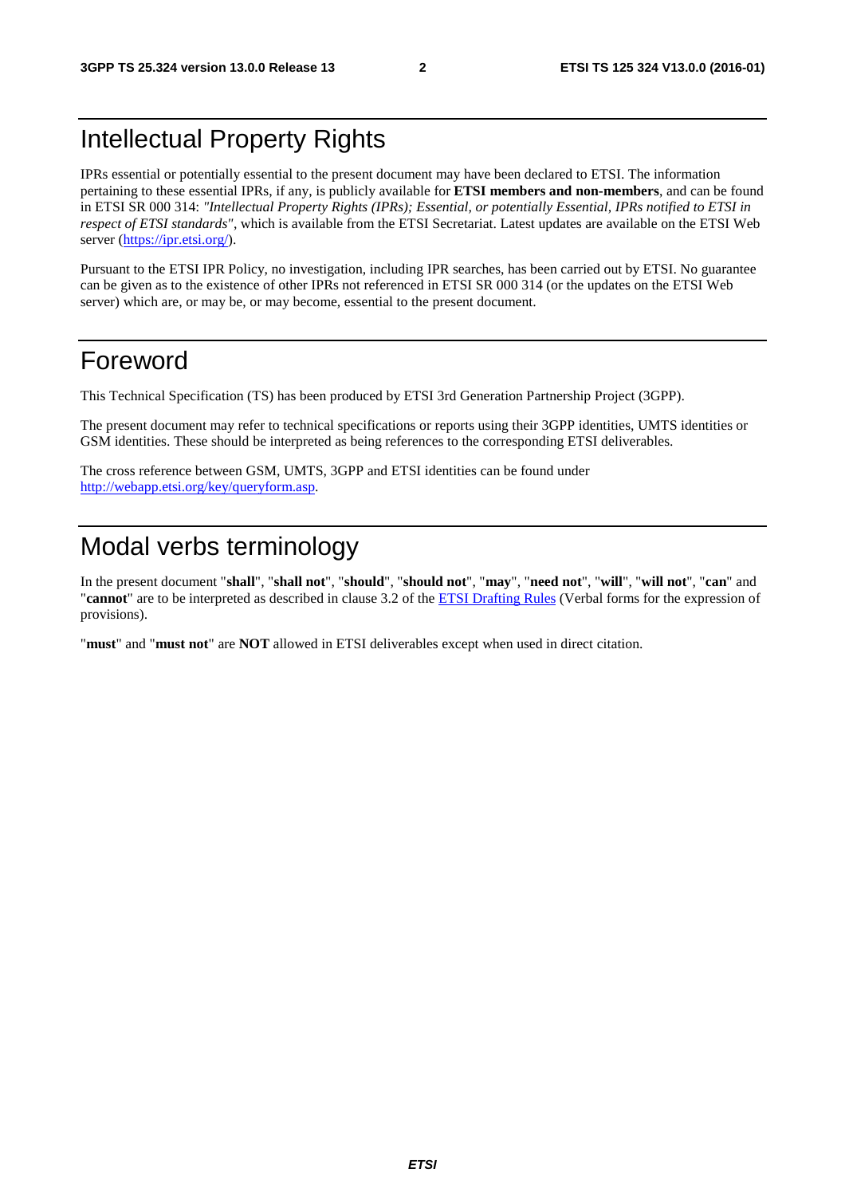# Intellectual Property Rights

IPRs essential or potentially essential to the present document may have been declared to ETSI. The information pertaining to these essential IPRs, if any, is publicly available for **ETSI members and non-members**, and can be found in ETSI SR 000 314: *"Intellectual Property Rights (IPRs); Essential, or potentially Essential, IPRs notified to ETSI in respect of ETSI standards"*, which is available from the ETSI Secretariat. Latest updates are available on the ETSI Web server (https://ipr.etsi.org/).

Pursuant to the ETSI IPR Policy, no investigation, including IPR searches, has been carried out by ETSI. No guarantee can be given as to the existence of other IPRs not referenced in ETSI SR 000 314 (or the updates on the ETSI Web server) which are, or may be, or may become, essential to the present document.

# Foreword

This Technical Specification (TS) has been produced by ETSI 3rd Generation Partnership Project (3GPP).

The present document may refer to technical specifications or reports using their 3GPP identities, UMTS identities or GSM identities. These should be interpreted as being references to the corresponding ETSI deliverables.

The cross reference between GSM, UMTS, 3GPP and ETSI identities can be found under http://webapp.etsi.org/key/queryform.asp.

# Modal verbs terminology

In the present document "**shall**", "**shall not**", "**should**", "**should not**", "**may**", "**need not**", "**will**", "**will not**", "**can**" and "**cannot**" are to be interpreted as described in clause 3.2 of the ETSI Drafting Rules (Verbal forms for the expression of provisions).

"**must**" and "**must not**" are **NOT** allowed in ETSI deliverables except when used in direct citation.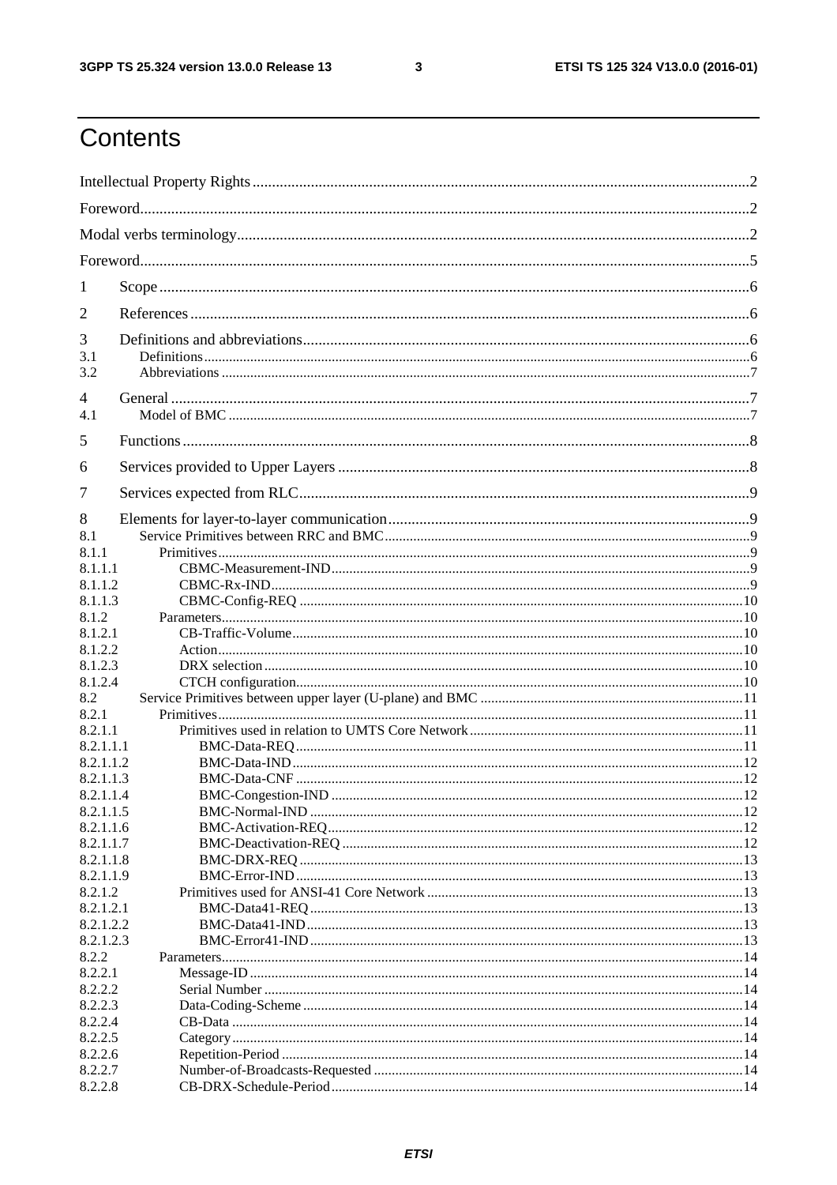# Contents

Intellectual Property Rights ..... 2

Foreword ..... 2

Modal verbs terminology ..... 2

Foreword ..... 5

1 Scope ..... 6

2 References ..... 6

3 Definitions and abbreviations ..... 6

3.1 Definitions ..... 6

3.2 Abbreviations ..... 7

4 General ..... 7

4.1 Model of BMC ..... 7

5 Functions ..... 8

6 Services provided to Upper Layers ..... 8

7 Services expected from RLC ..... 9

8 Elements for layer-to-layer communication ..... 9

8.1 Service Primitives between RRC and BMC ..... 9

8.1.1 Primitives ..... 9

8.1.1.1 CBMC-Measurement-IND ..... 9

8.1.1.2 CBMC-Rx-IND ..... 9

8.1.1.3 CBMC-Config-REQ ..... 10

8.1.2 Parameters ..... 10

8.1.2.1 CB-Traffic-Volume ..... 10

8.1.2.2 Action ..... 10

8.1.2.3 DRX selection ..... 10

8.1.2.4 CTCH configuration ..... 10

8.2 Service Primitives between upper layer (U-plane) and BMC ..... 11

8.2.1 Primitives ..... 11

8.2.1.1 Primitives used in relation to UMTS Core Network ..... 11

8.2.1.1.1 BMC-Data-REQ ..... 11

8.2.1.1.2 BMC-Data-IND ..... 12

8.2.1.1.3 BMC-Data-CNF ..... 12

8.2.1.1.4 BMC-Congestion-IND ..... 12

8.2.1.1.5 BMC-Normal-IND ..... 12

8.2.1.1.6 BMC-Activation-REQ ..... 12

8.2.1.1.7 BMC-Deactivation-REQ ..... 12

8.2.1.1.8 BMC-DRX-REQ ..... 13

8.2.1.1.9 BMC-Error-IND ..... 13

8.2.1.2 Primitives used for ANSI-41 Core Network ..... 13

8.2.1.2.1 BMC-Data41-REQ ..... 13

8.2.1.2.2 BMC-Data41-IND ..... 13

8.2.1.2.3 BMC-Error41-IND ..... 13

8.2.2 Parameters ..... 14

8.2.2.1 Message-ID ..... 14

8.2.2.2 Serial Number ..... 14

8.2.2.3 Data-Coding-Scheme ..... 14

8.2.2.4 CB-Data ..... 14

8.2.2.5 Category ..... 14

8.2.2.6 Repetition-Period ..... 14

8.2.2.7 Number-of-Broadcasts-Requested ..... 14

8.2.2.8 CB-DRX-Schedule-Period ..... 14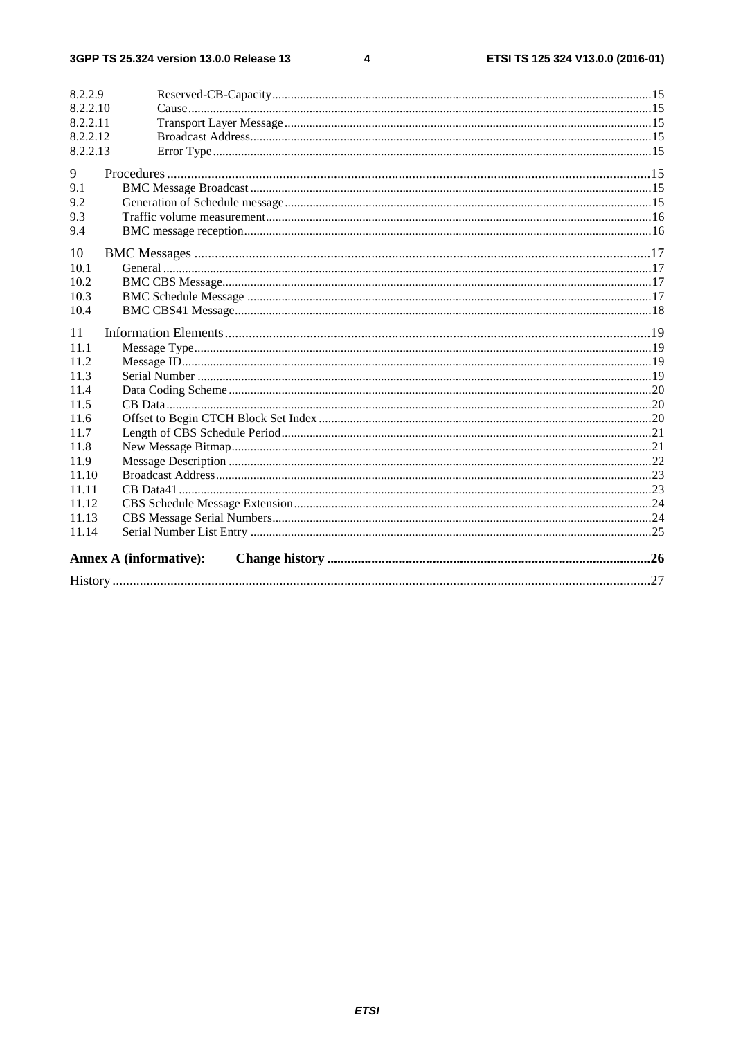8.2.2.9 Reserved-CB-Capacity ..... 15
8.2.2.10 Cause ..... 15
8.2.2.11 Transport Layer Message ..... 15
8.2.2.12 Broadcast Address ..... 15
8.2.2.13 Error Type ..... 15

9 Procedures ..... 15
9.1 BMC Message Broadcast ..... 15
9.2 Generation of Schedule message ..... 15
9.3 Traffic volume measurement ..... 16
9.4 BMC message reception ..... 16

10 BMC Messages ..... 17
10.1 General ..... 17
10.2 BMC CBS Message ..... 17
10.3 BMC Schedule Message ..... 17
10.4 BMC CBS41 Message ..... 18

11 Information Elements ..... 19
11.1 Message Type ..... 19
11.2 Message ID ..... 19
11.3 Serial Number ..... 19
11.4 Data Coding Scheme ..... 20
11.5 CB Data ..... 20
11.6 Offset to Begin CTCH Block Set Index ..... 20
11.7 Length of CBS Schedule Period ..... 21
11.8 New Message Bitmap ..... 21
11.9 Message Description ..... 22
11.10 Broadcast Address ..... 23
11.11 CB Data41 ..... 23
11.12 CBS Schedule Message Extension ..... 24
11.13 CBS Message Serial Numbers ..... 24
11.14 Serial Number List Entry ..... 25

**Annex A (informative): Change history ..... 26**

History ..... 27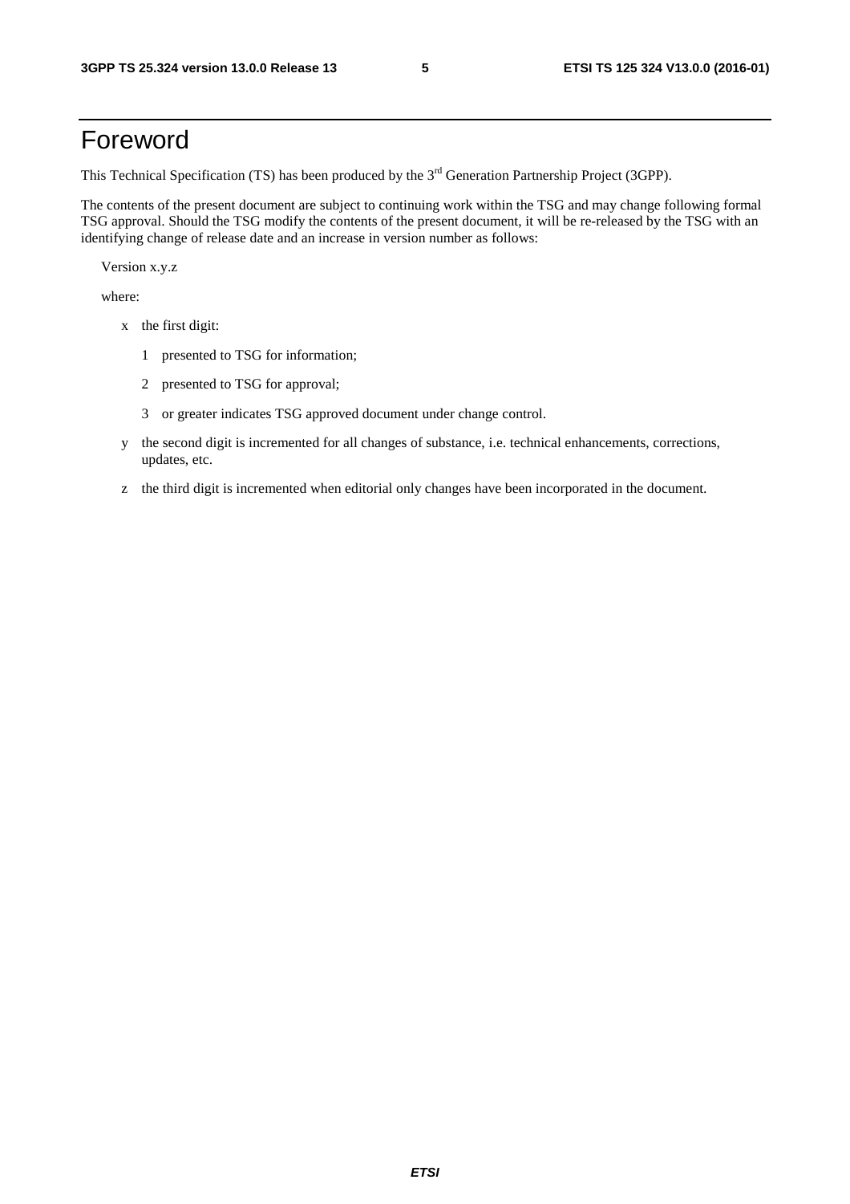# Foreword

This Technical Specification (TS) has been produced by the 3rd Generation Partnership Project (3GPP).

The contents of the present document are subject to continuing work within the TSG and may change following formal TSG approval. Should the TSG modify the contents of the present document, it will be re-released by the TSG with an identifying change of release date and an increase in version number as follows:

Version x.y.z

where:

- x the first digit:
  - 1 presented to TSG for information;
  - 2 presented to TSG for approval;
  - 3 or greater indicates TSG approved document under change control.
- y the second digit is incremented for all changes of substance, i.e. technical enhancements, corrections, updates, etc.
- z the third digit is incremented when editorial only changes have been incorporated in the document.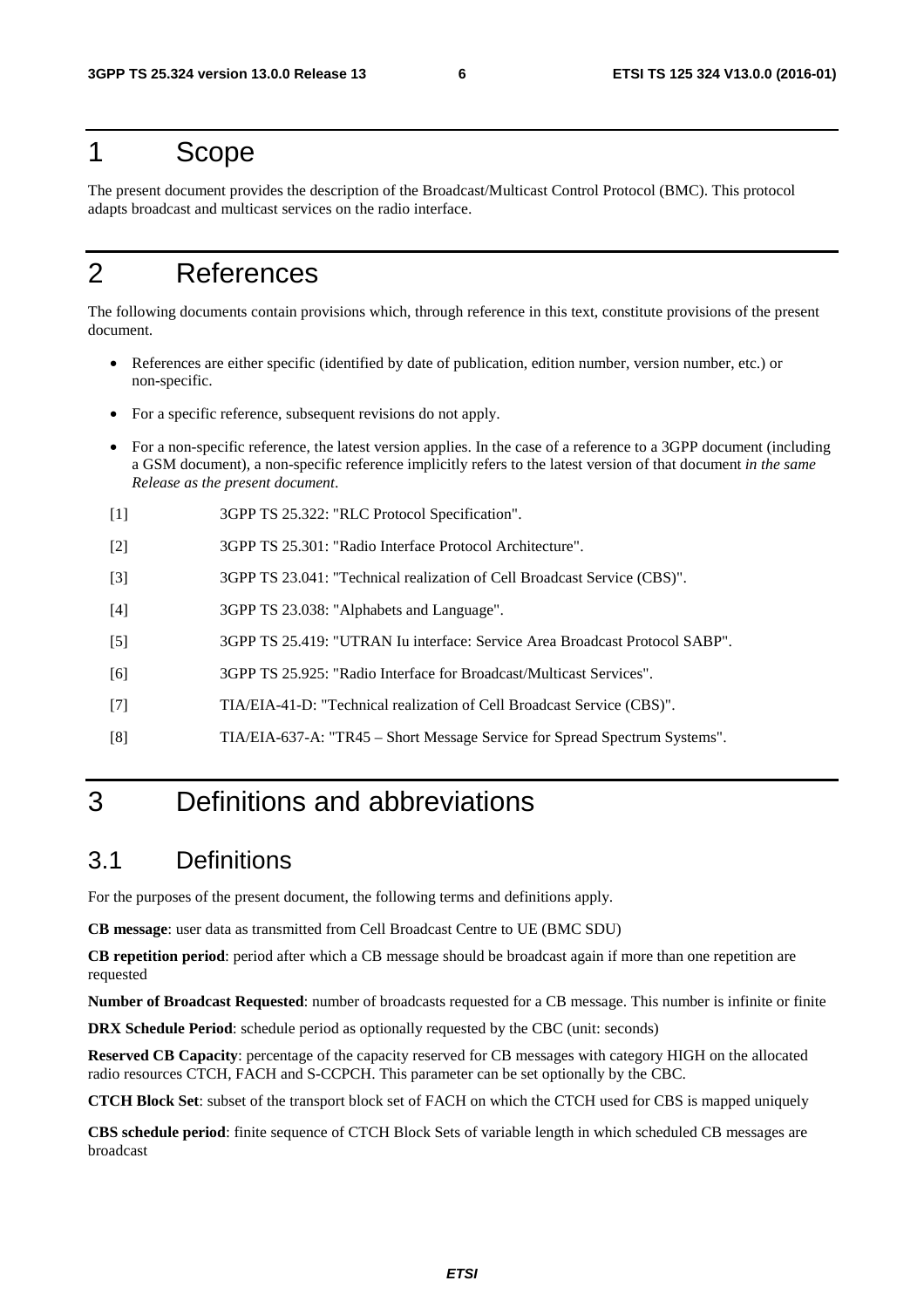# 1 Scope

The present document provides the description of the Broadcast/Multicast Control Protocol (BMC). This protocol adapts broadcast and multicast services on the radio interface.

# 2 References

The following documents contain provisions which, through reference in this text, constitute provisions of the present document.

- References are either specific (identified by date of publication, edition number, version number, etc.) or non-specific.
- For a specific reference, subsequent revisions do not apply.
- For a non-specific reference, the latest version applies. In the case of a reference to a 3GPP document (including a GSM document), a non-specific reference implicitly refers to the latest version of that document *in the same Release as the present document*.

[1] 3GPP TS 25.322: "RLC Protocol Specification".

[2] 3GPP TS 25.301: "Radio Interface Protocol Architecture".

[3] 3GPP TS 23.041: "Technical realization of Cell Broadcast Service (CBS)".

[4] 3GPP TS 23.038: "Alphabets and Language".

[5] 3GPP TS 25.419: "UTRAN Iu interface: Service Area Broadcast Protocol SABP".

[6] 3GPP TS 25.925: "Radio Interface for Broadcast/Multicast Services".

[7] TIA/EIA-41-D: "Technical realization of Cell Broadcast Service (CBS)".

[8] TIA/EIA-637-A: "TR45 – Short Message Service for Spread Spectrum Systems".

# 3 Definitions and abbreviations

## 3.1 Definitions

For the purposes of the present document, the following terms and definitions apply.

**CB message**: user data as transmitted from Cell Broadcast Centre to UE (BMC SDU)

**CB repetition period**: period after which a CB message should be broadcast again if more than one repetition are requested

**Number of Broadcast Requested**: number of broadcasts requested for a CB message. This number is infinite or finite

**DRX Schedule Period**: schedule period as optionally requested by the CBC (unit: seconds)

**Reserved CB Capacity**: percentage of the capacity reserved for CB messages with category HIGH on the allocated radio resources CTCH, FACH and S-CCPCH. This parameter can be set optionally by the CBC.

**CTCH Block Set**: subset of the transport block set of FACH on which the CTCH used for CBS is mapped uniquely

**CBS schedule period**: finite sequence of CTCH Block Sets of variable length in which scheduled CB messages are broadcast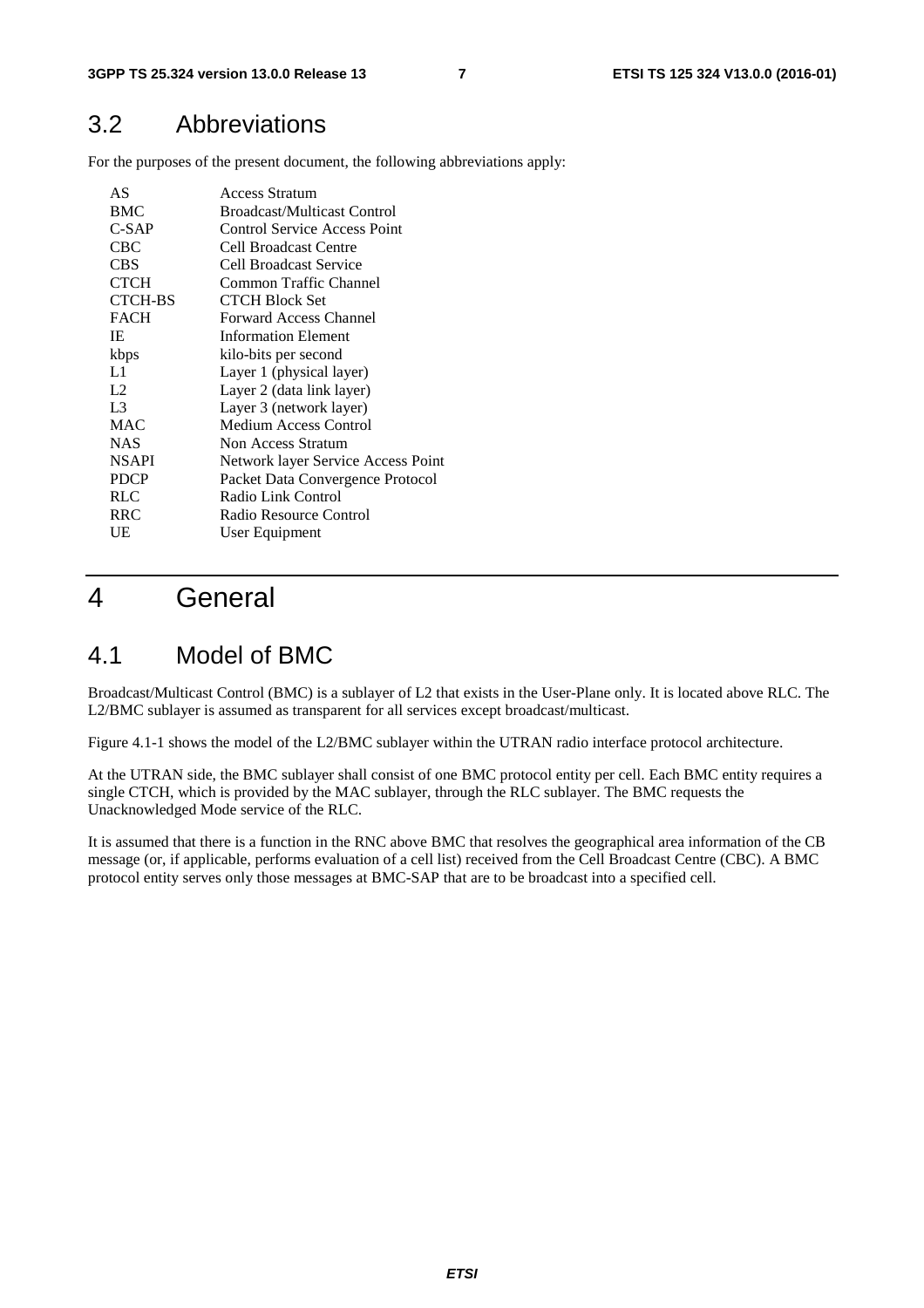## 3.2 Abbreviations

For the purposes of the present document, the following abbreviations apply:

| | |
|---|---|
| AS | Access Stratum |
| BMC | Broadcast/Multicast Control |
| C-SAP | Control Service Access Point |
| CBC | Cell Broadcast Centre |
| CBS | Cell Broadcast Service |
| CTCH | Common Traffic Channel |
| CTCH-BS | CTCH Block Set |
| FACH | Forward Access Channel |
| IE | Information Element |
| kbps | kilo-bits per second |
| L1 | Layer 1 (physical layer) |
| L2 | Layer 2 (data link layer) |
| L3 | Layer 3 (network layer) |
| MAC | Medium Access Control |
| NAS | Non Access Stratum |
| NSAPI | Network layer Service Access Point |
| PDCP | Packet Data Convergence Protocol |
| RLC | Radio Link Control |
| RRC | Radio Resource Control |
| UE | User Equipment |

# 4 General

## 4.1 Model of BMC

Broadcast/Multicast Control (BMC) is a sublayer of L2 that exists in the User-Plane only. It is located above RLC. The L2/BMC sublayer is assumed as transparent for all services except broadcast/multicast.

Figure 4.1-1 shows the model of the L2/BMC sublayer within the UTRAN radio interface protocol architecture.

At the UTRAN side, the BMC sublayer shall consist of one BMC protocol entity per cell. Each BMC entity requires a single CTCH, which is provided by the MAC sublayer, through the RLC sublayer. The BMC requests the Unacknowledged Mode service of the RLC.

It is assumed that there is a function in the RNC above BMC that resolves the geographical area information of the CB message (or, if applicable, performs evaluation of a cell list) received from the Cell Broadcast Centre (CBC). A BMC protocol entity serves only those messages at BMC-SAP that are to be broadcast into a specified cell.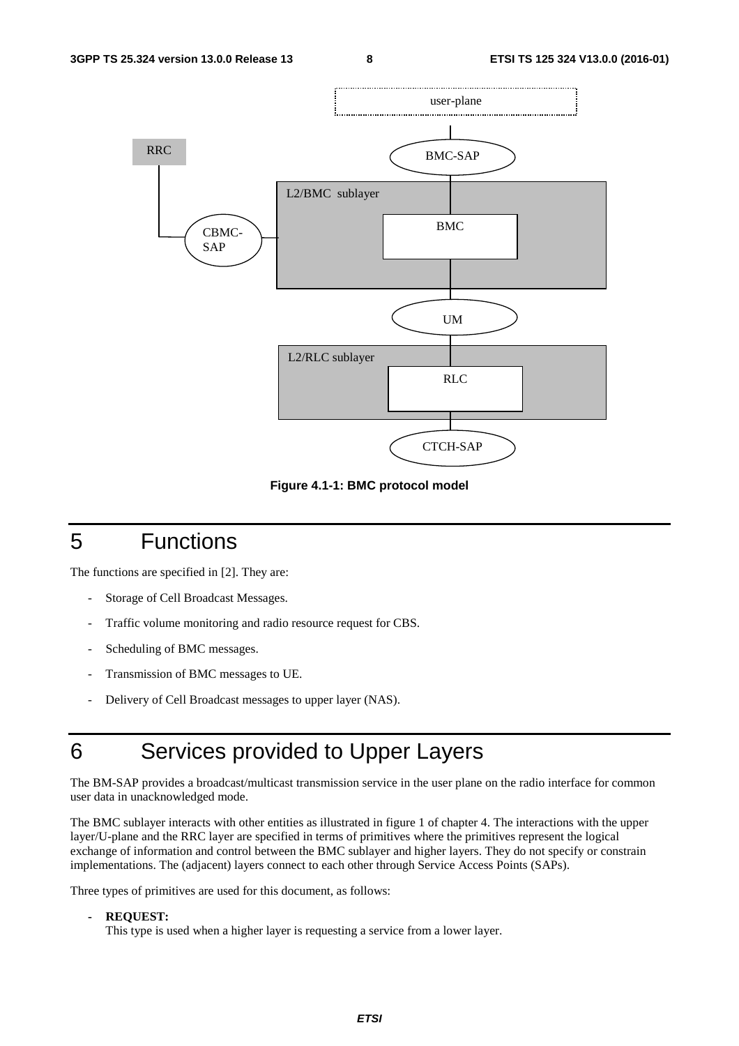Figure 4.1-1: BMC protocol model

# 5 Functions

The functions are specified in [2]. They are:

- Storage of Cell Broadcast Messages.
- Traffic volume monitoring and radio resource request for CBS.
- Scheduling of BMC messages.
- Transmission of BMC messages to UE.
- Delivery of Cell Broadcast messages to upper layer (NAS).

# 6 Services provided to Upper Layers

The BM-SAP provides a broadcast/multicast transmission service in the user plane on the radio interface for common user data in unacknowledged mode.

The BMC sublayer interacts with other entities as illustrated in figure 1 of chapter 4. The interactions with the upper layer/U-plane and the RRC layer are specified in terms of primitives where the primitives represent the logical exchange of information and control between the BMC sublayer and higher layers. They do not specify or constrain implementations. The (adjacent) layers connect to each other through Service Access Points (SAPs).

Three types of primitives are used for this document, as follows:

- **REQUEST:**
  This type is used when a higher layer is requesting a service from a lower layer.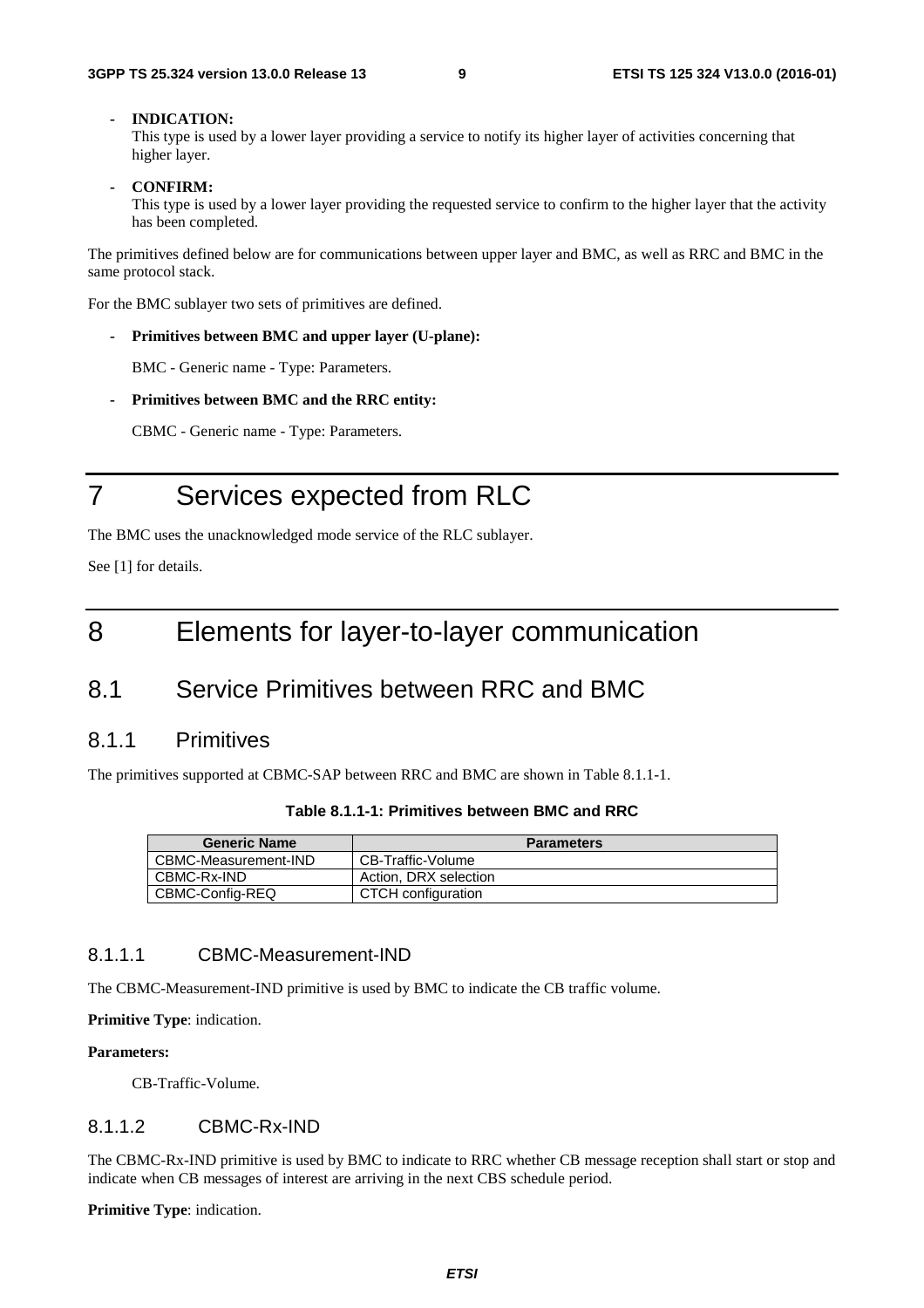- **INDICATION:**
  This type is used by a lower layer providing a service to notify its higher layer of activities concerning that higher layer.

- **CONFIRM:**
  This type is used by a lower layer providing the requested service to confirm to the higher layer that the activity has been completed.

The primitives defined below are for communications between upper layer and BMC, as well as RRC and BMC in the same protocol stack.

For the BMC sublayer two sets of primitives are defined.

- **Primitives between BMC and upper layer (U-plane):**

  BMC - Generic name - Type: Parameters.

- **Primitives between BMC and the RRC entity:**

  CBMC - Generic name - Type: Parameters.

# 7 Services expected from RLC

The BMC uses the unacknowledged mode service of the RLC sublayer.

See [1] for details.

# 8 Elements for layer-to-layer communication

## 8.1 Service Primitives between RRC and BMC

### 8.1.1 Primitives

The primitives supported at CBMC-SAP between RRC and BMC are shown in Table 8.1.1-1.

**Table 8.1.1-1: Primitives between BMC and RRC**

| Generic Name | Parameters |
|---|---|
| CBMC-Measurement-IND | CB-Traffic-Volume |
| CBMC-Rx-IND | Action, DRX selection |
| CBMC-Config-REQ | CTCH configuration |

#### 8.1.1.1 CBMC-Measurement-IND

The CBMC-Measurement-IND primitive is used by BMC to indicate the CB traffic volume.

**Primitive Type**: indication.

**Parameters:**

CB-Traffic-Volume.

#### 8.1.1.2 CBMC-Rx-IND

The CBMC-Rx-IND primitive is used by BMC to indicate to RRC whether CB message reception shall start or stop and indicate when CB messages of interest are arriving in the next CBS schedule period.

**Primitive Type**: indication.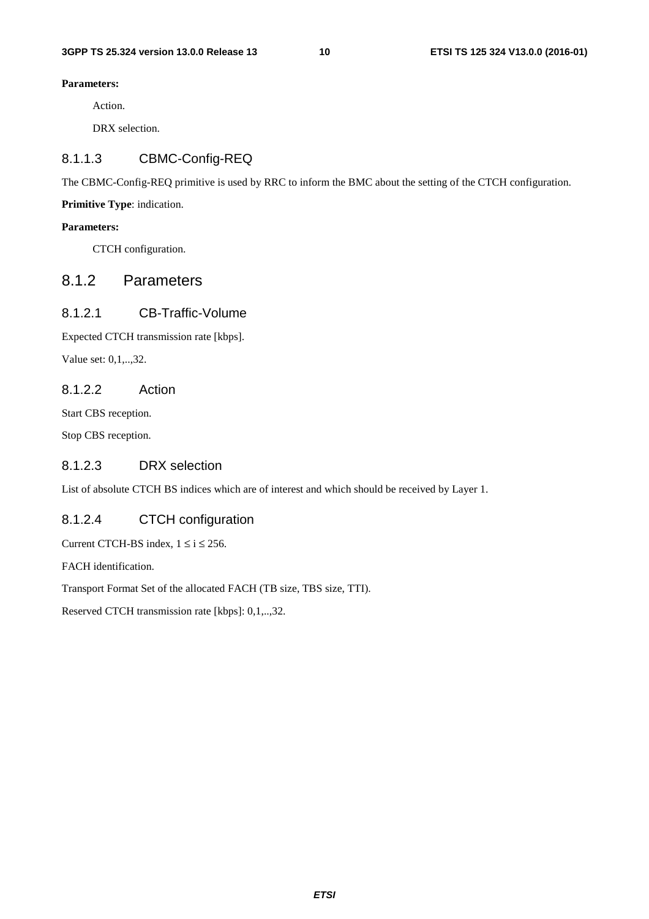**Parameters:**

Action.

DRX selection.

#### 8.1.1.3 CBMC-Config-REQ

The CBMC-Config-REQ primitive is used by RRC to inform the BMC about the setting of the CTCH configuration.

**Primitive Type**: indication.

**Parameters:**

CTCH configuration.

### 8.1.2 Parameters

#### 8.1.2.1 CB-Traffic-Volume

Expected CTCH transmission rate [kbps].

Value set: 0,1,..,32.

#### 8.1.2.2 Action

Start CBS reception.

Stop CBS reception.

#### 8.1.2.3 DRX selection

List of absolute CTCH BS indices which are of interest and which should be received by Layer 1.

#### 8.1.2.4 CTCH configuration

Current CTCH-BS index, $1 \leq i \leq 256$.

FACH identification.

Transport Format Set of the allocated FACH (TB size, TBS size, TTI).

Reserved CTCH transmission rate [kbps]: 0,1,..,32.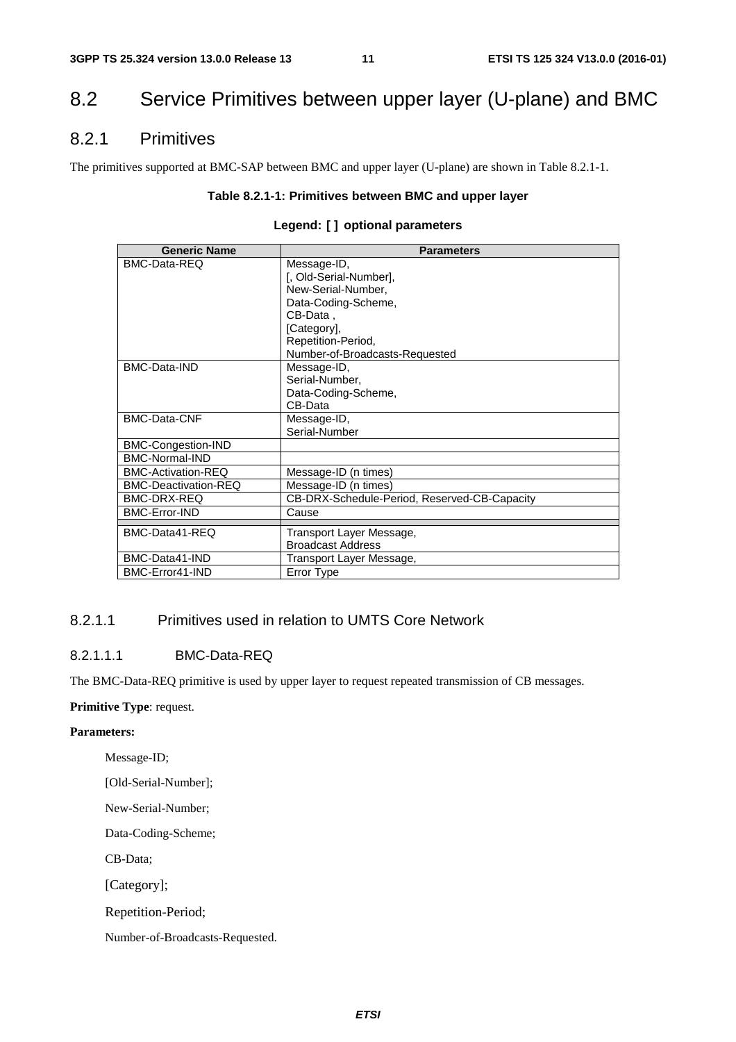# 8.2 Service Primitives between upper layer (U-plane) and BMC

## 8.2.1 Primitives

The primitives supported at BMC-SAP between BMC and upper layer (U-plane) are shown in Table 8.2.1-1.

**Table 8.2.1-1: Primitives between BMC and upper layer**

**Legend: [ ] optional parameters**

| Generic Name | Parameters |
|---|---|
| BMC-Data-REQ | Message-ID,<br>[, Old-Serial-Number],<br>New-Serial-Number,<br>Data-Coding-Scheme,<br>CB-Data ,<br>[Category],<br>Repetition-Period,<br>Number-of-Broadcasts-Requested |
| BMC-Data-IND | Message-ID,<br>Serial-Number,<br>Data-Coding-Scheme,<br>CB-Data |
| BMC-Data-CNF | Message-ID,<br>Serial-Number |
| BMC-Congestion-IND | |
| BMC-Normal-IND | |
| BMC-Activation-REQ | Message-ID (n times) |
| BMC-Deactivation-REQ | Message-ID (n times) |
| BMC-DRX-REQ | CB-DRX-Schedule-Period, Reserved-CB-Capacity |
| BMC-Error-IND | Cause |
| | |
| BMC-Data41-REQ | Transport Layer Message,<br>Broadcast Address |
| BMC-Data41-IND | Transport Layer Message, |
| BMC-Error41-IND | Error Type |

### 8.2.1.1 Primitives used in relation to UMTS Core Network

#### 8.2.1.1.1 BMC-Data-REQ

The BMC-Data-REQ primitive is used by upper layer to request repeated transmission of CB messages.

**Primitive Type**: request.

**Parameters:**

Message-ID;

[Old-Serial-Number];

New-Serial-Number;

Data-Coding-Scheme;

CB-Data;

[Category];

Repetition-Period;

Number-of-Broadcasts-Requested.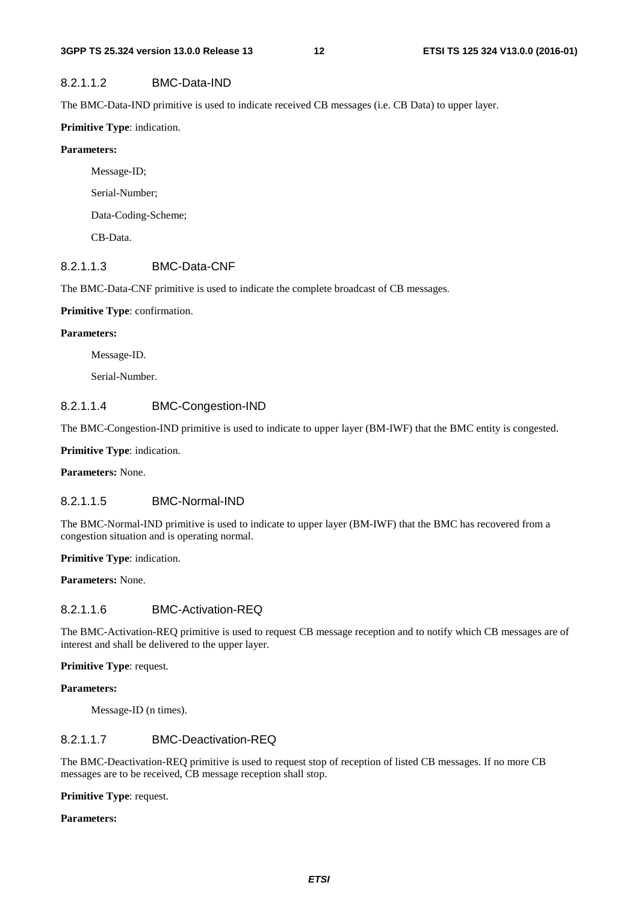##### 8.2.1.1.2 BMC-Data-IND

The BMC-Data-IND primitive is used to indicate received CB messages (i.e. CB Data) to upper layer.

**Primitive Type**: indication.

**Parameters:**

Message-ID;

Serial-Number;

Data-Coding-Scheme;

CB-Data.

##### 8.2.1.1.3 BMC-Data-CNF

The BMC-Data-CNF primitive is used to indicate the complete broadcast of CB messages.

**Primitive Type**: confirmation.

**Parameters:**

Message-ID.

Serial-Number.

##### 8.2.1.1.4 BMC-Congestion-IND

The BMC-Congestion-IND primitive is used to indicate to upper layer (BM-IWF) that the BMC entity is congested.

**Primitive Type**: indication.

**Parameters:** None.

##### 8.2.1.1.5 BMC-Normal-IND

The BMC-Normal-IND primitive is used to indicate to upper layer (BM-IWF) that the BMC has recovered from a congestion situation and is operating normal.

**Primitive Type**: indication.

**Parameters:** None.

##### 8.2.1.1.6 BMC-Activation-REQ

The BMC-Activation-REQ primitive is used to request CB message reception and to notify which CB messages are of interest and shall be delivered to the upper layer.

**Primitive Type**: request.

**Parameters:**

Message-ID (n times).

##### 8.2.1.1.7 BMC-Deactivation-REQ

The BMC-Deactivation-REQ primitive is used to request stop of reception of listed CB messages. If no more CB messages are to be received, CB message reception shall stop.

**Primitive Type**: request.

**Parameters:**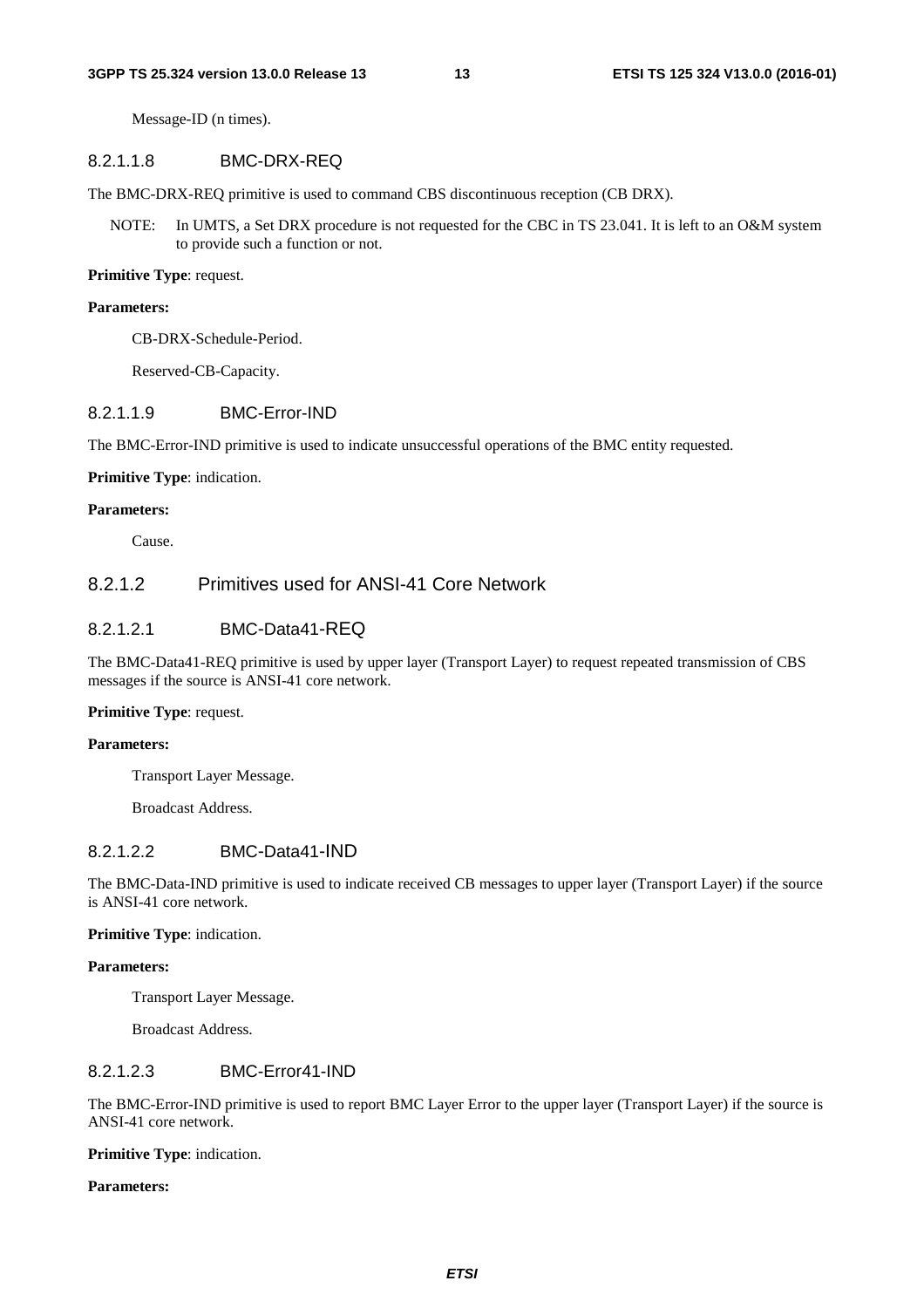Message-ID (n times).

##### 8.2.1.1.8 BMC-DRX-REQ

The BMC-DRX-REQ primitive is used to command CBS discontinuous reception (CB DRX).

NOTE: In UMTS, a Set DRX procedure is not requested for the CBC in TS 23.041. It is left to an O&M system to provide such a function or not.

**Primitive Type**: request.

**Parameters:**

CB-DRX-Schedule-Period.

Reserved-CB-Capacity.

##### 8.2.1.1.9 BMC-Error-IND

The BMC-Error-IND primitive is used to indicate unsuccessful operations of the BMC entity requested.

**Primitive Type**: indication.

**Parameters:**

Cause.

#### 8.2.1.2 Primitives used for ANSI-41 Core Network

##### 8.2.1.2.1 BMC-Data41-REQ

The BMC-Data41-REQ primitive is used by upper layer (Transport Layer) to request repeated transmission of CBS messages if the source is ANSI-41 core network.

**Primitive Type**: request.

**Parameters:**

Transport Layer Message.

Broadcast Address.

##### 8.2.1.2.2 BMC-Data41-IND

The BMC-Data-IND primitive is used to indicate received CB messages to upper layer (Transport Layer) if the source is ANSI-41 core network.

**Primitive Type**: indication.

**Parameters:**

Transport Layer Message.

Broadcast Address.

##### 8.2.1.2.3 BMC-Error41-IND

The BMC-Error-IND primitive is used to report BMC Layer Error to the upper layer (Transport Layer) if the source is ANSI-41 core network.

**Primitive Type**: indication.

**Parameters:**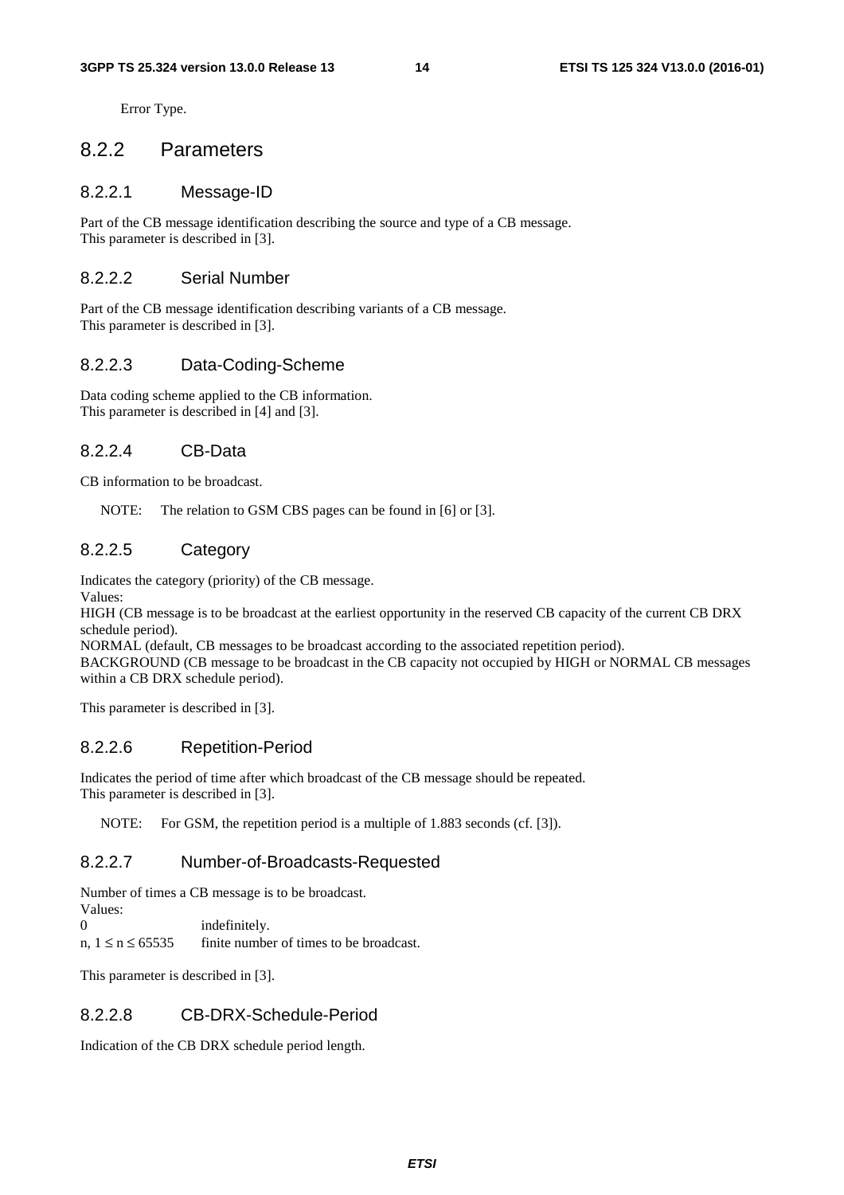Error Type.

## 8.2.2 Parameters

### 8.2.2.1 Message-ID

Part of the CB message identification describing the source and type of a CB message.
This parameter is described in [3].

### 8.2.2.2 Serial Number

Part of the CB message identification describing variants of a CB message.
This parameter is described in [3].

### 8.2.2.3 Data-Coding-Scheme

Data coding scheme applied to the CB information.
This parameter is described in [4] and [3].

### 8.2.2.4 CB-Data

CB information to be broadcast.

NOTE: The relation to GSM CBS pages can be found in [6] or [3].

### 8.2.2.5 Category

Indicates the category (priority) of the CB message.
Values:
HIGH (CB message is to be broadcast at the earliest opportunity in the reserved CB capacity of the current CB DRX schedule period).
NORMAL (default, CB messages to be broadcast according to the associated repetition period).
BACKGROUND (CB message to be broadcast in the CB capacity not occupied by HIGH or NORMAL CB messages within a CB DRX schedule period).

This parameter is described in [3].

### 8.2.2.6 Repetition-Period

Indicates the period of time after which broadcast of the CB message should be repeated.
This parameter is described in [3].

NOTE: For GSM, the repetition period is a multiple of 1.883 seconds (cf. [3]).

### 8.2.2.7 Number-of-Broadcasts-Requested

Number of times a CB message is to be broadcast.
Values:

0 indefinitely.
n, $1 \leq n \leq 65535$ finite number of times to be broadcast.

This parameter is described in [3].

### 8.2.2.8 CB-DRX-Schedule-Period

Indication of the CB DRX schedule period length.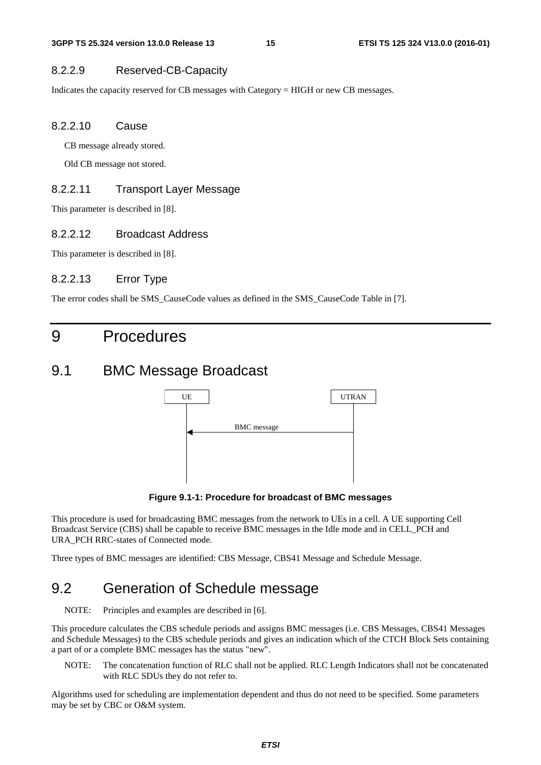#### 8.2.2.9 Reserved-CB-Capacity

Indicates the capacity reserved for CB messages with Category = HIGH or new CB messages.

#### 8.2.2.10 Cause

CB message already stored.

Old CB message not stored.

#### 8.2.2.11 Transport Layer Message

This parameter is described in [8].

#### 8.2.2.12 Broadcast Address

This parameter is described in [8].

#### 8.2.2.13 Error Type

The error codes shall be SMS_CauseCode values as defined in the SMS_CauseCode Table in [7].

# 9 Procedures

## 9.1 BMC Message Broadcast

**Figure 9.1-1: Procedure for broadcast of BMC messages**

This procedure is used for broadcasting BMC messages from the network to UEs in a cell. A UE supporting Cell Broadcast Service (CBS) shall be capable to receive BMC messages in the Idle mode and in CELL_PCH and URA_PCH RRC-states of Connected mode.

Three types of BMC messages are identified: CBS Message, CBS41 Message and Schedule Message.

## 9.2 Generation of Schedule message

NOTE: Principles and examples are described in [6].

This procedure calculates the CBS schedule periods and assigns BMC messages (i.e. CBS Messages, CBS41 Messages and Schedule Messages) to the CBS schedule periods and gives an indication which of the CTCH Block Sets containing a part of or a complete BMC messages has the status "new".

NOTE: The concatenation function of RLC shall not be applied. RLC Length Indicators shall not be concatenated with RLC SDUs they do not refer to.

Algorithms used for scheduling are implementation dependent and thus do not need to be specified. Some parameters may be set by CBC or O&M system.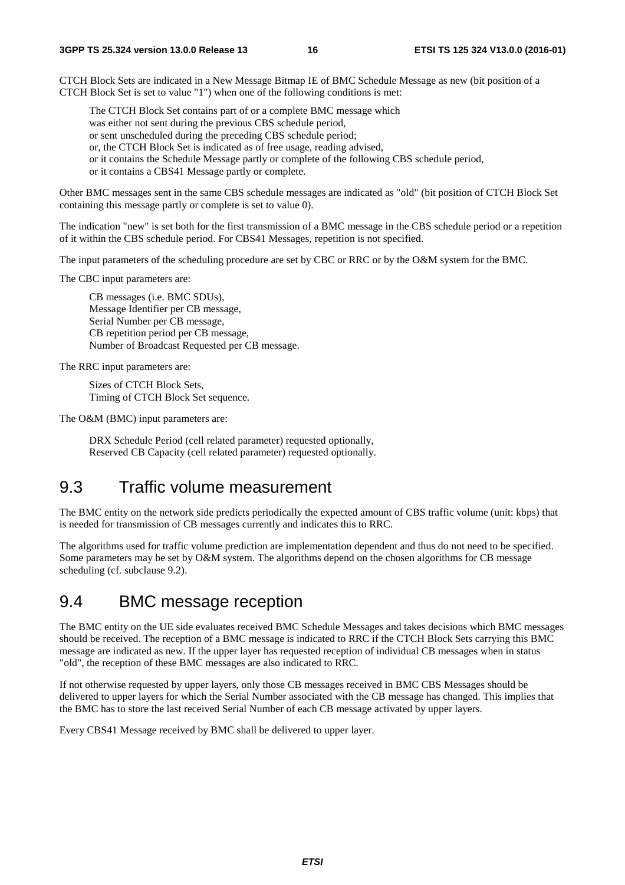CTCH Block Sets are indicated in a New Message Bitmap IE of BMC Schedule Message as new (bit position of a CTCH Block Set is set to value "1") when one of the following conditions is met:

The CTCH Block Set contains part of or a complete BMC message which
was either not sent during the previous CBS schedule period,
or sent unscheduled during the preceding CBS schedule period;
or, the CTCH Block Set is indicated as of free usage, reading advised,
or it contains the Schedule Message partly or complete of the following CBS schedule period,
or it contains a CBS41 Message partly or complete.

Other BMC messages sent in the same CBS schedule messages are indicated as "old" (bit position of CTCH Block Set containing this message partly or complete is set to value 0).

The indication "new" is set both for the first transmission of a BMC message in the CBS schedule period or a repetition of it within the CBS schedule period. For CBS41 Messages, repetition is not specified.

The input parameters of the scheduling procedure are set by CBC or RRC or by the O&M system for the BMC.

The CBC input parameters are:

CB messages (i.e. BMC SDUs),
Message Identifier per CB message,
Serial Number per CB message,
CB repetition period per CB message,
Number of Broadcast Requested per CB message.

The RRC input parameters are:

Sizes of CTCH Block Sets,
Timing of CTCH Block Set sequence.

The O&M (BMC) input parameters are:

DRX Schedule Period (cell related parameter) requested optionally,
Reserved CB Capacity (cell related parameter) requested optionally.

## 9.3 Traffic volume measurement

The BMC entity on the network side predicts periodically the expected amount of CBS traffic volume (unit: kbps) that is needed for transmission of CB messages currently and indicates this to RRC.

The algorithms used for traffic volume prediction are implementation dependent and thus do not need to be specified. Some parameters may be set by O&M system. The algorithms depend on the chosen algorithms for CB message scheduling (cf. subclause 9.2).

## 9.4 BMC message reception

The BMC entity on the UE side evaluates received BMC Schedule Messages and takes decisions which BMC messages should be received. The reception of a BMC message is indicated to RRC if the CTCH Block Sets carrying this BMC message are indicated as new. If the upper layer has requested reception of individual CB messages when in status "old", the reception of these BMC messages are also indicated to RRC.

If not otherwise requested by upper layers, only those CB messages received in BMC CBS Messages should be delivered to upper layers for which the Serial Number associated with the CB message has changed. This implies that the BMC has to store the last received Serial Number of each CB message activated by upper layers.

Every CBS41 Message received by BMC shall be delivered to upper layer.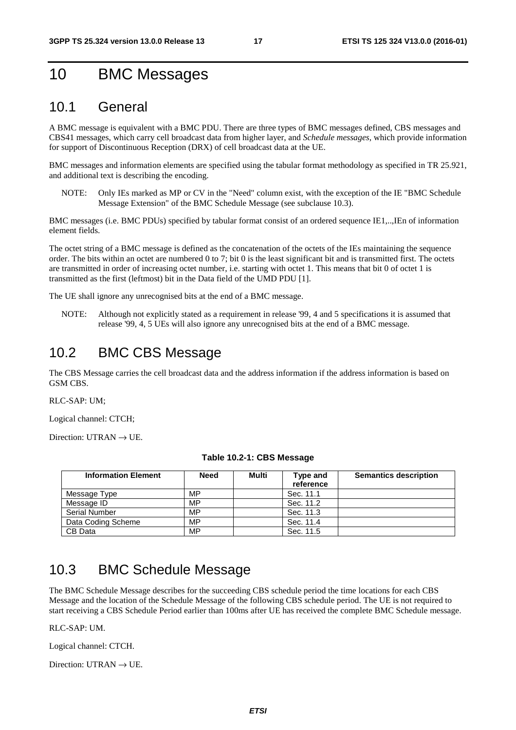# 10 BMC Messages

## 10.1 General

A BMC message is equivalent with a BMC PDU. There are three types of BMC messages defined, CBS messages and CBS41 messages, which carry cell broadcast data from higher layer, and *Schedule messages*, which provide information for support of Discontinuous Reception (DRX) of cell broadcast data at the UE.

BMC messages and information elements are specified using the tabular format methodology as specified in TR 25.921, and additional text is describing the encoding.

NOTE: Only IEs marked as MP or CV in the "Need" column exist, with the exception of the IE "BMC Schedule Message Extension" of the BMC Schedule Message (see subclause 10.3).

BMC messages (i.e. BMC PDUs) specified by tabular format consist of an ordered sequence IE1,..,IEn of information element fields.

The octet string of a BMC message is defined as the concatenation of the octets of the IEs maintaining the sequence order. The bits within an octet are numbered 0 to 7; bit 0 is the least significant bit and is transmitted first. The octets are transmitted in order of increasing octet number, i.e. starting with octet 1. This means that bit 0 of octet 1 is transmitted as the first (leftmost) bit in the Data field of the UMD PDU [1].

The UE shall ignore any unrecognised bits at the end of a BMC message.

NOTE: Although not explicitly stated as a requirement in release '99, 4 and 5 specifications it is assumed that release '99, 4, 5 UEs will also ignore any unrecognised bits at the end of a BMC message.

## 10.2 BMC CBS Message

The CBS Message carries the cell broadcast data and the address information if the address information is based on GSM CBS.

RLC-SAP: UM;

Logical channel: CTCH;

Direction: UTRAN → UE.

**Table 10.2-1: CBS Message**

| Information Element | Need | Multi | Type and reference | Semantics description |
|---|---|---|---|---|
| Message Type | MP | | Sec. 11.1 | |
| Message ID | MP | | Sec. 11.2 | |
| Serial Number | MP | | Sec. 11.3 | |
| Data Coding Scheme | MP | | Sec. 11.4 | |
| CB Data | MP | | Sec. 11.5 | |

## 10.3 BMC Schedule Message

The BMC Schedule Message describes for the succeeding CBS schedule period the time locations for each CBS Message and the location of the Schedule Message of the following CBS schedule period. The UE is not required to start receiving a CBS Schedule Period earlier than 100ms after UE has received the complete BMC Schedule message.

RLC-SAP: UM.

Logical channel: CTCH.

Direction: UTRAN → UE.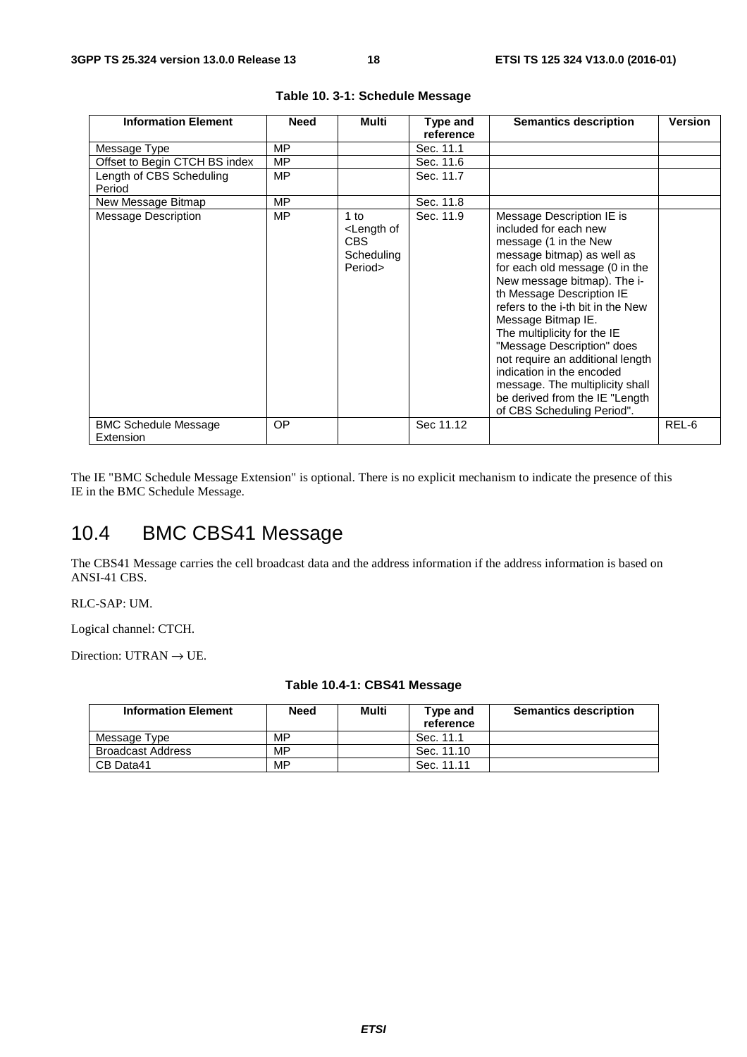**Table 10. 3-1: Schedule Message**

| Information Element | Need | Multi | Type and reference | Semantics description | Version |
|---|---|---|---|---|---|
| Message Type | MP | | Sec. 11.1 | | |
| Offset to Begin CTCH BS index | MP | | Sec. 11.6 | | |
| Length of CBS Scheduling Period | MP | | Sec. 11.7 | | |
| New Message Bitmap | MP | | Sec. 11.8 | | |
| Message Description | MP | 1 to <Length of CBS Scheduling Period> | Sec. 11.9 | Message Description IE is included for each new message (1 in the New message bitmap) as well as for each old message (0 in the New message bitmap). The i-th Message Description IE refers to the i-th bit in the New Message Bitmap IE. The multiplicity for the IE "Message Description" does not require an additional length indication in the encoded message. The multiplicity shall be derived from the IE "Length of CBS Scheduling Period". | |
| BMC Schedule Message Extension | OP | | Sec 11.12 | | REL-6 |

The IE "BMC Schedule Message Extension" is optional. There is no explicit mechanism to indicate the presence of this IE in the BMC Schedule Message.

## 10.4 BMC CBS41 Message

The CBS41 Message carries the cell broadcast data and the address information if the address information is based on ANSI-41 CBS.

RLC-SAP: UM.

Logical channel: CTCH.

Direction: UTRAN → UE.

**Table 10.4-1: CBS41 Message**

| Information Element | Need | Multi | Type and reference | Semantics description |
|---|---|---|---|---|
| Message Type | MP | | Sec. 11.1 | |
| Broadcast Address | MP | | Sec. 11.10 | |
| CB Data41 | MP | | Sec. 11.11 | |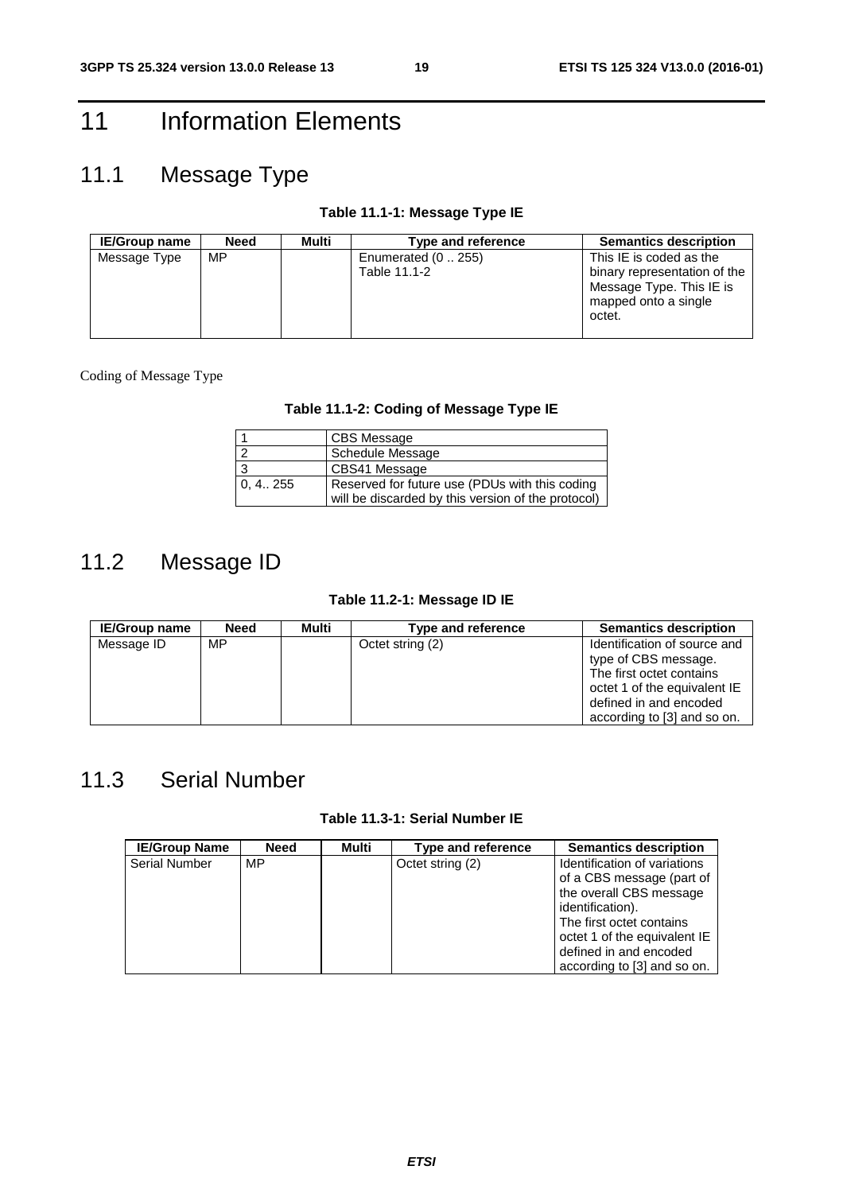# 11 Information Elements

## 11.1 Message Type

**Table 11.1-1: Message Type IE**

| IE/Group name | Need | Multi | Type and reference | Semantics description |
|---|---|---|---|---|
| Message Type | MP | | Enumerated (0 .. 255)<br>Table 11.1-2 | This IE is coded as the binary representation of the Message Type. This IE is mapped onto a single octet. |

Coding of Message Type

**Table 11.1-2: Coding of Message Type IE**

| | |
|---|---|
| 1 | CBS Message |
| 2 | Schedule Message |
| 3 | CBS41 Message |
| 0, 4.. 255 | Reserved for future use (PDUs with this coding will be discarded by this version of the protocol) |

## 11.2 Message ID

**Table 11.2-1: Message ID IE**

| IE/Group name | Need | Multi | Type and reference | Semantics description |
|---|---|---|---|---|
| Message ID | MP | | Octet string (2) | Identification of source and type of CBS message. The first octet contains octet 1 of the equivalent IE defined in and encoded according to [3] and so on. |

## 11.3 Serial Number

**Table 11.3-1: Serial Number IE**

| IE/Group Name | Need | Multi | Type and reference | Semantics description |
|---|---|---|---|---|
| Serial Number | MP | | Octet string (2) | Identification of variations of a CBS message (part of the overall CBS message identification).<br>The first octet contains octet 1 of the equivalent IE defined in and encoded according to [3] and so on. |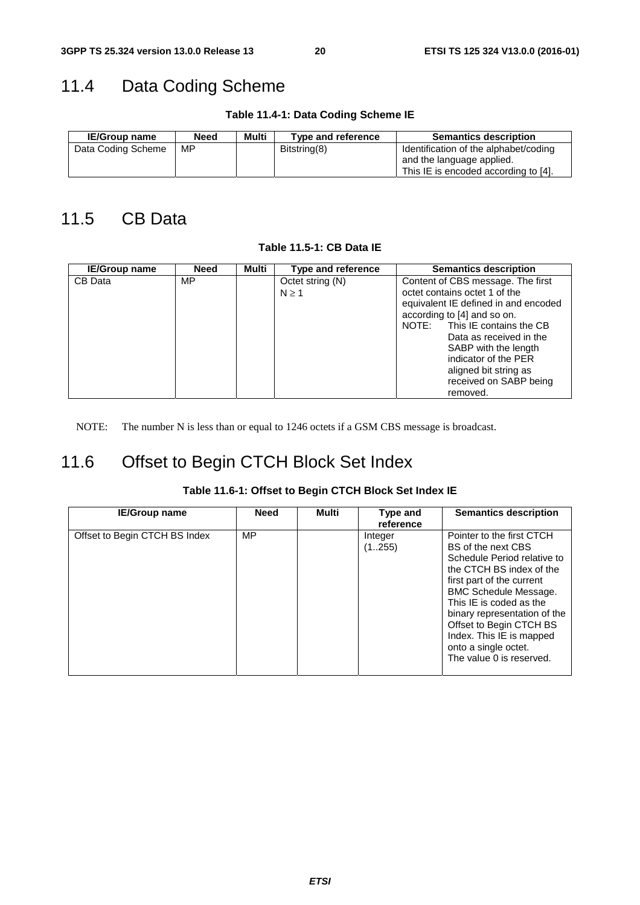## 11.4 Data Coding Scheme

**Table 11.4-1: Data Coding Scheme IE**

| IE/Group name | Need | Multi | Type and reference | Semantics description |
|---|---|---|---|---|
| Data Coding Scheme | MP | | Bitstring(8) | Identification of the alphabet/coding and the language applied.<br>This IE is encoded according to [4]. |

## 11.5 CB Data

**Table 11.5-1: CB Data IE**

| IE/Group name | Need | Multi | Type and reference | Semantics description |
|---|---|---|---|---|
| CB Data | MP | | Octet string (N)<br>N ≥ 1 | Content of CBS message. The first octet contains octet 1 of the equivalent IE defined in and encoded according to [4] and so on.<br>NOTE: This IE contains the CB Data as received in the SABP with the length indicator of the PER aligned bit string as received on SABP being removed. |

NOTE: The number N is less than or equal to 1246 octets if a GSM CBS message is broadcast.

## 11.6 Offset to Begin CTCH Block Set Index

**Table 11.6-1: Offset to Begin CTCH Block Set Index IE**

| IE/Group name | Need | Multi | Type and reference | Semantics description |
|---|---|---|---|---|
| Offset to Begin CTCH BS Index | MP | | Integer (1..255) | Pointer to the first CTCH BS of the next CBS Schedule Period relative to the CTCH BS index of the first part of the current BMC Schedule Message. This IE is coded as the binary representation of the Offset to Begin CTCH BS Index. This IE is mapped onto a single octet.<br>The value 0 is reserved. |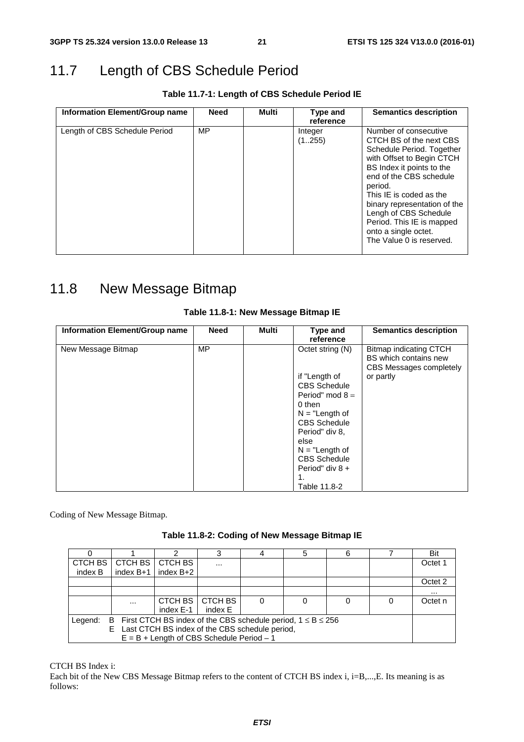## 11.7 Length of CBS Schedule Period

**Table 11.7-1: Length of CBS Schedule Period IE**

| Information Element/Group name | Need | Multi | Type and reference | Semantics description |
|---|---|---|---|---|
| Length of CBS Schedule Period | MP | | Integer (1..255) | Number of consecutive CTCH BS of the next CBS Schedule Period. Together with Offset to Begin CTCH BS Index it points to the end of the CBS schedule period. This IE is coded as the binary representation of the Lengh of CBS Schedule Period. This IE is mapped onto a single octet. The Value 0 is reserved. |

## 11.8 New Message Bitmap

**Table 11.8-1: New Message Bitmap IE**

| Information Element/Group name | Need | Multi | Type and reference | Semantics description |
|---|---|---|---|---|
| New Message Bitmap | MP | | Octet string (N) if "Length of CBS Schedule Period" mod 8 = 0 then N = "Length of CBS Schedule Period" div 8, else N = "Length of CBS Schedule Period" div 8 + 1. Table 11.8-2 | Bitmap indicating CTCH BS which contains new CBS Messages completely or partly |

Coding of New Message Bitmap.

**Table 11.8-2: Coding of New Message Bitmap IE**

| 0 | 1 | 2 | 3 | 4 | 5 | 6 | 7 | Bit |
|---|---|---|---|---|---|---|---|---|
| CTCH BS index B | CTCH BS index B+1 | CTCH BS index B+2 | ... | | | | | Octet 1 |
| | | | | | | | | Octet 2 |
| | | | | | | | | ... |
| | ... | CTCH BS index E-1 | CTCH BS index E | 0 | 0 | 0 | 0 | Octet n |
| Legend: B First CTCH BS index of the CBS schedule period, $1 \le B \le 256$<br>E Last CTCH BS index of the CBS schedule period, $E = B + \text{Length of CBS Schedule Period} - 1$ | | | | | | | | |

CTCH BS Index i:

Each bit of the New CBS Message Bitmap refers to the content of CTCH BS index i, i=B,...,E. Its meaning is as follows: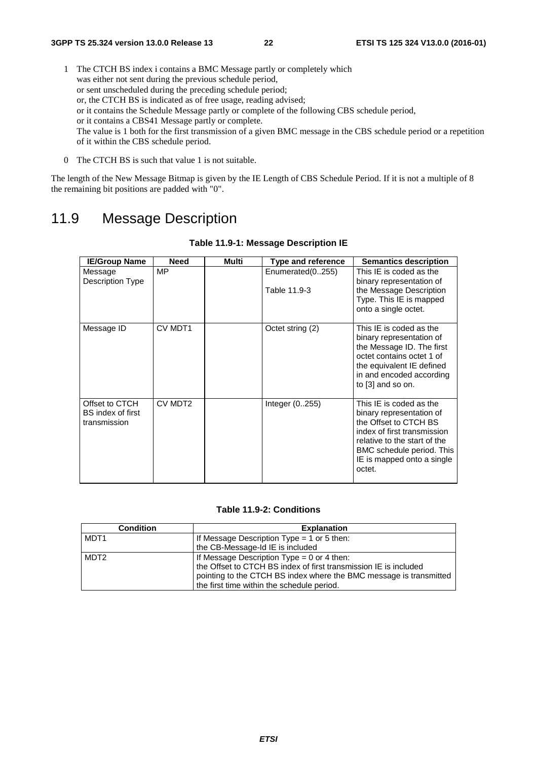1 The CTCH BS index i contains a BMC Message partly or completely which was either not sent during the previous schedule period, or sent unscheduled during the preceding schedule period; or, the CTCH BS is indicated as of free usage, reading advised; or it contains the Schedule Message partly or complete of the following CBS schedule period, or it contains a CBS41 Message partly or complete. The value is 1 both for the first transmission of a given BMC message in the CBS schedule period or a repetition of it within the CBS schedule period.

0 The CTCH BS is such that value 1 is not suitable.

The length of the New Message Bitmap is given by the IE Length of CBS Schedule Period. If it is not a multiple of 8 the remaining bit positions are padded with "0".

## 11.9 Message Description

**Table 11.9-1: Message Description IE**

| IE/Group Name | Need | Multi | Type and reference | Semantics description |
|---|---|---|---|---|
| Message Description Type | MP | | Enumerated(0..255)<br><br>Table 11.9-3 | This IE is coded as the binary representation of the Message Description Type. This IE is mapped onto a single octet. |
| Message ID | CV MDT1 | | Octet string (2) | This IE is coded as the binary representation of the Message ID. The first octet contains octet 1 of the equivalent IE defined in and encoded according to [3] and so on. |
| Offset to CTCH BS index of first transmission | CV MDT2 | | Integer (0..255) | This IE is coded as the binary representation of the Offset to CTCH BS index of first transmission relative to the start of the BMC schedule period. This IE is mapped onto a single octet. |

**Table 11.9-2: Conditions**

| Condition | Explanation |
|---|---|
| MDT1 | If Message Description Type = 1 or 5 then: the CB-Message-Id IE is included |
| MDT2 | If Message Description Type = 0 or 4 then: the Offset to CTCH BS index of first transmission IE is included pointing to the CTCH BS index where the BMC message is transmitted the first time within the schedule period. |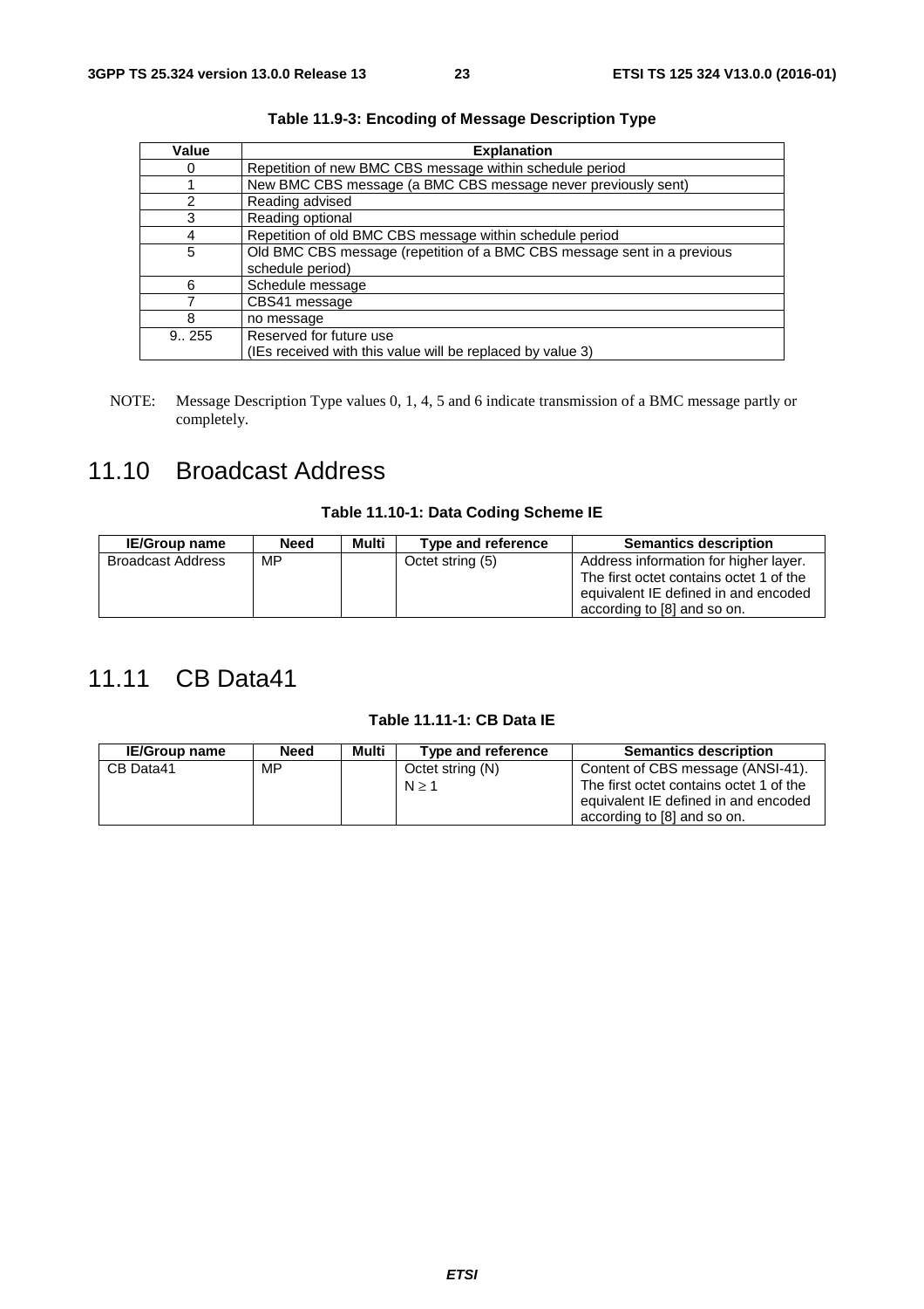**Table 11.9-3: Encoding of Message Description Type**

| Value | Explanation |
|---|---|
| 0 | Repetition of new BMC CBS message within schedule period |
| 1 | New BMC CBS message (a BMC CBS message never previously sent) |
| 2 | Reading advised |
| 3 | Reading optional |
| 4 | Repetition of old BMC CBS message within schedule period |
| 5 | Old BMC CBS message (repetition of a BMC CBS message sent in a previous schedule period) |
| 6 | Schedule message |
| 7 | CBS41 message |
| 8 | no message |
| 9.. 255 | Reserved for future use (IEs received with this value will be replaced by value 3) |

NOTE: Message Description Type values 0, 1, 4, 5 and 6 indicate transmission of a BMC message partly or completely.

## 11.10 Broadcast Address

**Table 11.10-1: Data Coding Scheme IE**

| IE/Group name | Need | Multi | Type and reference | Semantics description |
|---|---|---|---|---|
| Broadcast Address | MP | | Octet string (5) | Address information for higher layer. The first octet contains octet 1 of the equivalent IE defined in and encoded according to [8] and so on. |

## 11.11 CB Data41

**Table 11.11-1: CB Data IE**

| IE/Group name | Need | Multi | Type and reference | Semantics description |
|---|---|---|---|---|
| CB Data41 | MP | | Octet string (N) $N \geq 1$ | Content of CBS message (ANSI-41). The first octet contains octet 1 of the equivalent IE defined in and encoded according to [8] and so on. |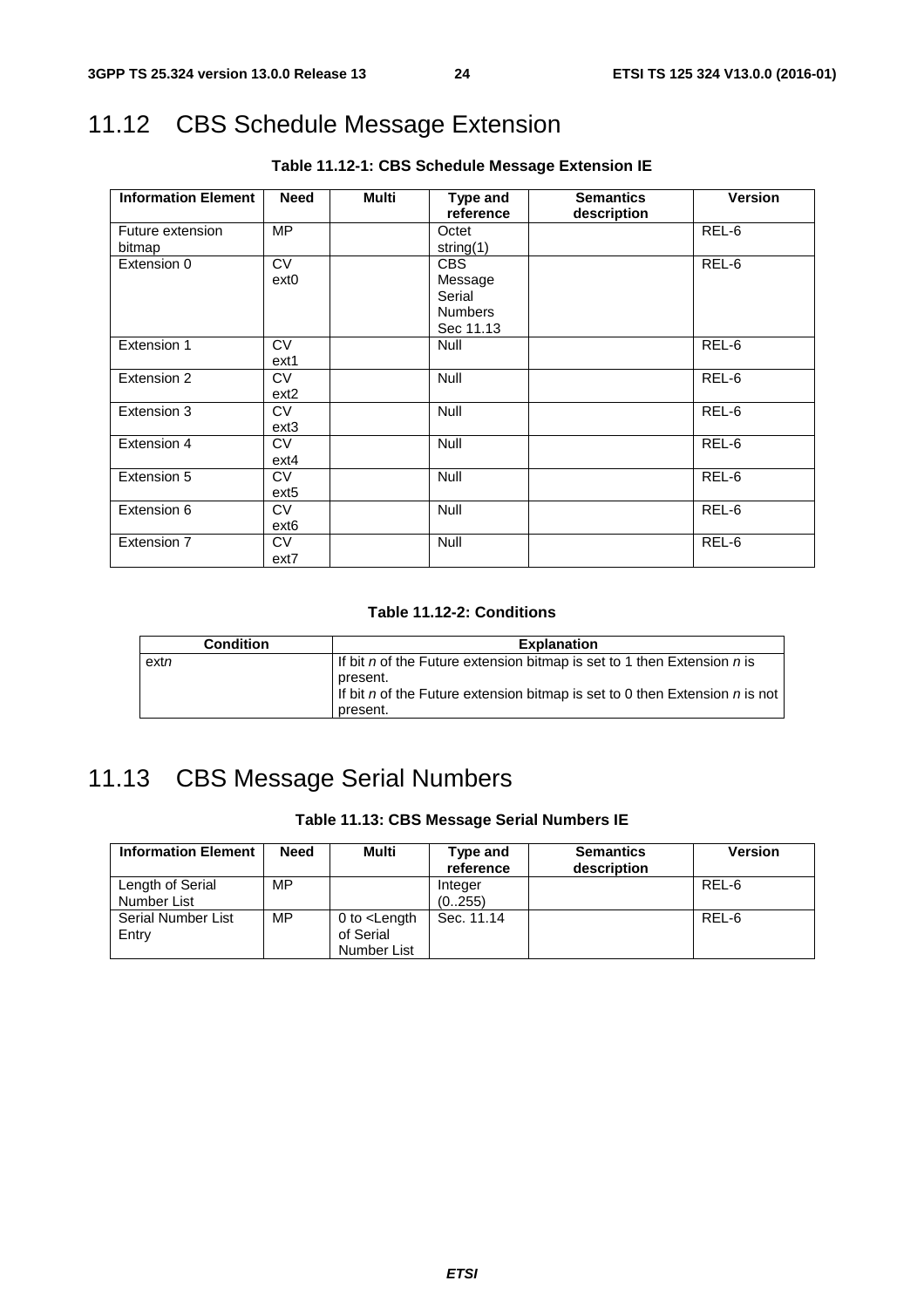## 11.12 CBS Schedule Message Extension

**Table 11.12-1: CBS Schedule Message Extension IE**

| Information Element | Need | Multi | Type and reference | Semantics description | Version |
|---|---|---|---|---|---|
| Future extension bitmap | MP | | Octet string(1) | | REL-6 |
| Extension 0 | CV ext0 | | CBS Message Serial Numbers Sec 11.13 | | REL-6 |
| Extension 1 | CV ext1 | | Null | | REL-6 |
| Extension 2 | CV ext2 | | Null | | REL-6 |
| Extension 3 | CV ext3 | | Null | | REL-6 |
| Extension 4 | CV ext4 | | Null | | REL-6 |
| Extension 5 | CV ext5 | | Null | | REL-6 |
| Extension 6 | CV ext6 | | Null | | REL-6 |
| Extension 7 | CV ext7 | | Null | | REL-6 |

**Table 11.12-2: Conditions**

| Condition | Explanation |
|---|---|
| ext*n* | If bit *n* of the Future extension bitmap is set to 1 then Extension *n* is present.<br>If bit *n* of the Future extension bitmap is set to 0 then Extension *n* is not present. |

## 11.13 CBS Message Serial Numbers

**Table 11.13: CBS Message Serial Numbers IE**

| Information Element | Need | Multi | Type and reference | Semantics description | Version |
|---|---|---|---|---|---|
| Length of Serial Number List | MP | | Integer (0..255) | | REL-6 |
| Serial Number List Entry | MP | 0 to <Length of Serial Number List | Sec. 11.14 | | REL-6 |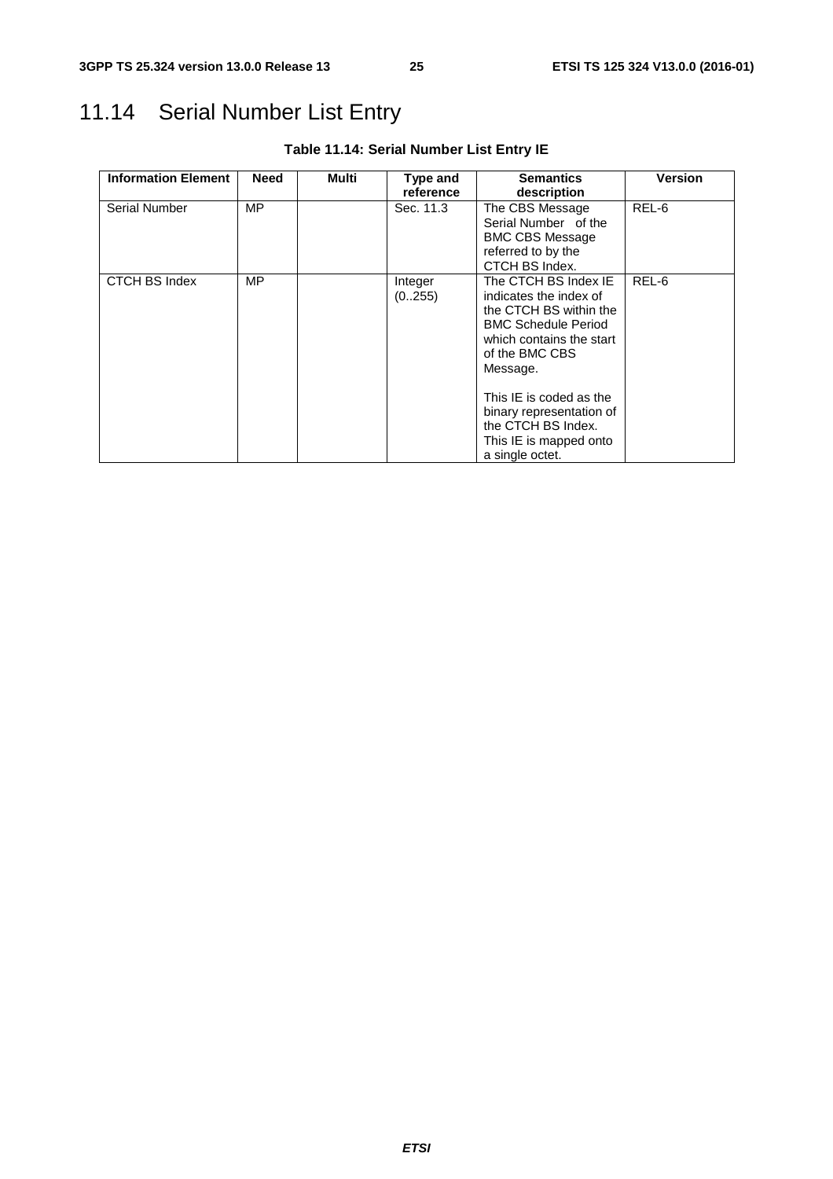# 11.14 Serial Number List Entry

**Table 11.14: Serial Number List Entry IE**

| Information Element | Need | Multi | Type and reference | Semantics description | Version |
|---|---|---|---|---|---|
| Serial Number | MP | | Sec. 11.3 | The CBS Message Serial Number of the BMC CBS Message referred to by the CTCH BS Index. | REL-6 |
| CTCH BS Index | MP | | Integer (0..255) | The CTCH BS Index IE indicates the index of the CTCH BS within the BMC Schedule Period which contains the start of the BMC CBS Message.<br><br>This IE is coded as the binary representation of the CTCH BS Index. This IE is mapped onto a single octet. | REL-6 |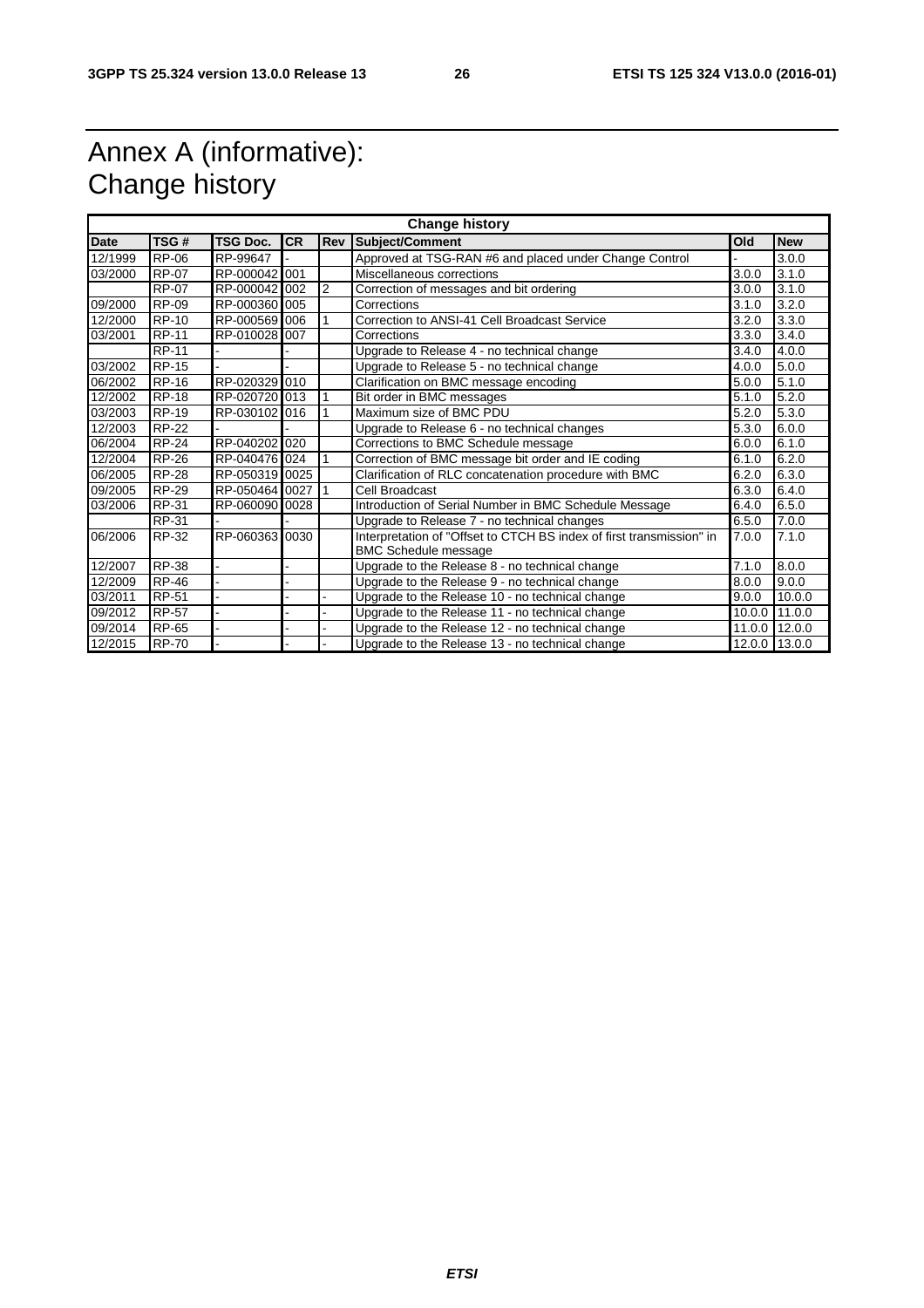# Annex A (informative): Change history

| Change history | | | | | | | |
|---|---|---|---|---|---|---|---|
| **Date** | **TSG #** | **TSG Doc.** | **CR** | **Rev** | **Subject/Comment** | **Old** | **New** |
| 12/1999 | RP-06 | RP-99647 | - | | Approved at TSG-RAN #6 and placed under Change Control | - | 3.0.0 |
| 03/2000 | RP-07 | RP-000042 | 001 | | Miscellaneous corrections | 3.0.0 | 3.1.0 |
| | RP-07 | RP-000042 | 002 | 2 | Correction of messages and bit ordering | 3.0.0 | 3.1.0 |
| 09/2000 | RP-09 | RP-000360 | 005 | | Corrections | 3.1.0 | 3.2.0 |
| 12/2000 | RP-10 | RP-000569 | 006 | 1 | Correction to ANSI-41 Cell Broadcast Service | 3.2.0 | 3.3.0 |
| 03/2001 | RP-11 | RP-010028 | 007 | | Corrections | 3.3.0 | 3.4.0 |
| | RP-11 | - | - | | Upgrade to Release 4 - no technical change | 3.4.0 | 4.0.0 |
| 03/2002 | RP-15 | - | - | | Upgrade to Release 5 - no technical change | 4.0.0 | 5.0.0 |
| 06/2002 | RP-16 | RP-020329 | 010 | | Clarification on BMC message encoding | 5.0.0 | 5.1.0 |
| 12/2002 | RP-18 | RP-020720 | 013 | 1 | Bit order in BMC messages | 5.1.0 | 5.2.0 |
| 03/2003 | RP-19 | RP-030102 | 016 | 1 | Maximum size of BMC PDU | 5.2.0 | 5.3.0 |
| 12/2003 | RP-22 | - | - | | Upgrade to Release 6 - no technical changes | 5.3.0 | 6.0.0 |
| 06/2004 | RP-24 | RP-040202 | 020 | | Corrections to BMC Schedule message | 6.0.0 | 6.1.0 |
| 12/2004 | RP-26 | RP-040476 | 024 | 1 | Correction of BMC message bit order and IE coding | 6.1.0 | 6.2.0 |
| 06/2005 | RP-28 | RP-050319 | 0025 | | Clarification of RLC concatenation procedure with BMC | 6.2.0 | 6.3.0 |
| 09/2005 | RP-29 | RP-050464 | 0027 | 1 | Cell Broadcast | 6.3.0 | 6.4.0 |
| 03/2006 | RP-31 | RP-060090 | 0028 | | Introduction of Serial Number in BMC Schedule Message | 6.4.0 | 6.5.0 |
| | RP-31 | - | - | | Upgrade to Release 7 - no technical changes | 6.5.0 | 7.0.0 |
| 06/2006 | RP-32 | RP-060363 | 0030 | | Interpretation of "Offset to CTCH BS index of first transmission" in BMC Schedule message | 7.0.0 | 7.1.0 |
| 12/2007 | RP-38 | - | - | | Upgrade to the Release 8 - no technical change | 7.1.0 | 8.0.0 |
| 12/2009 | RP-46 | - | - | | Upgrade to the Release 9 - no technical change | 8.0.0 | 9.0.0 |
| 03/2011 | RP-51 | - | - | - | Upgrade to the Release 10 - no technical change | 9.0.0 | 10.0.0 |
| 09/2012 | RP-57 | - | - | - | Upgrade to the Release 11 - no technical change | 10.0.0 | 11.0.0 |
| 09/2014 | RP-65 | - | - | - | Upgrade to the Release 12 - no technical change | 11.0.0 | 12.0.0 |
| 12/2015 | RP-70 | - | - | - | Upgrade to the Release 13 - no technical change | 12.0.0 | 13.0.0 |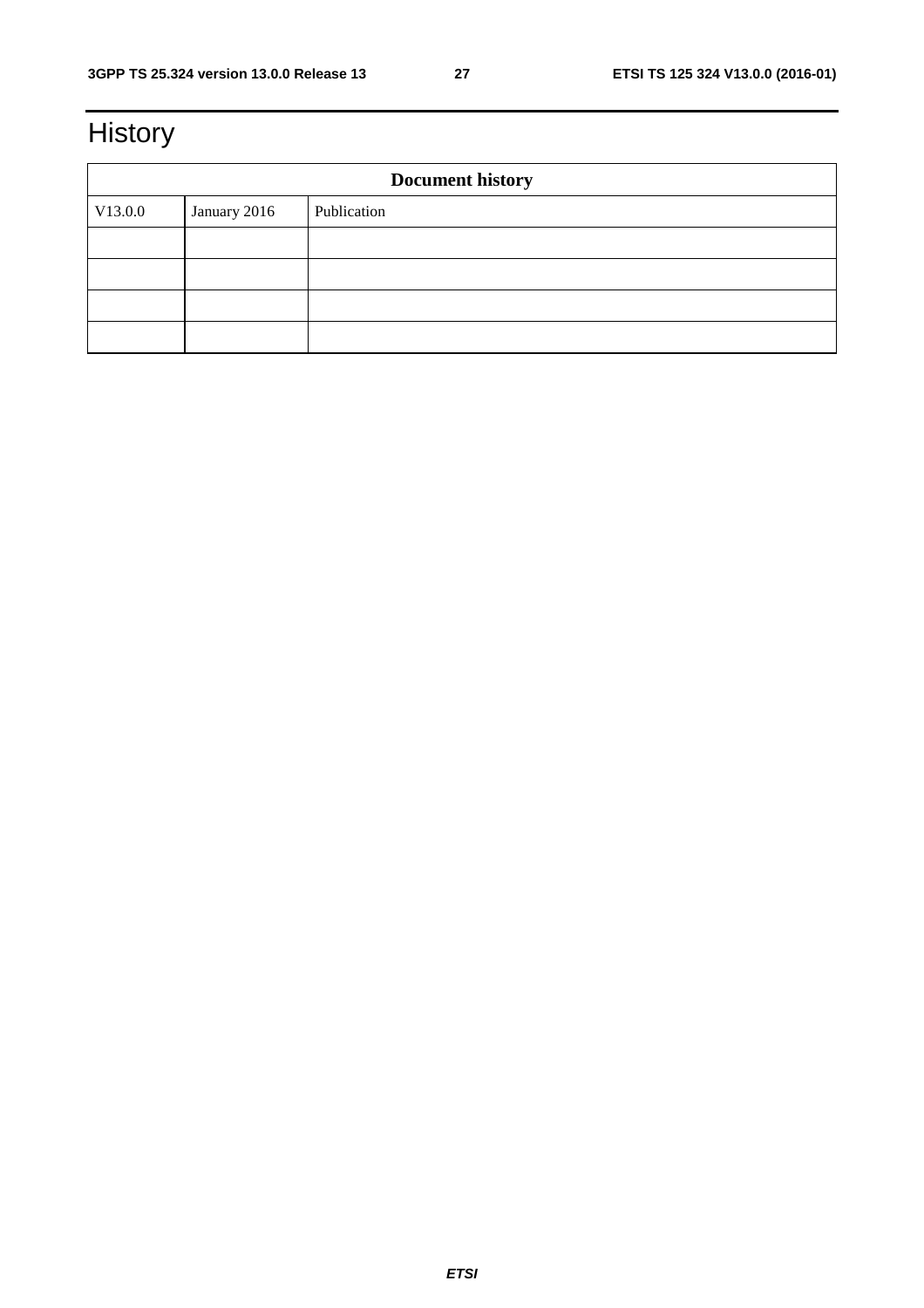# History

| Document history | | |
|---|---|---|
| V13.0.0 | January 2016 | Publication |
| | | |
| | | |
| | | |
| | | |